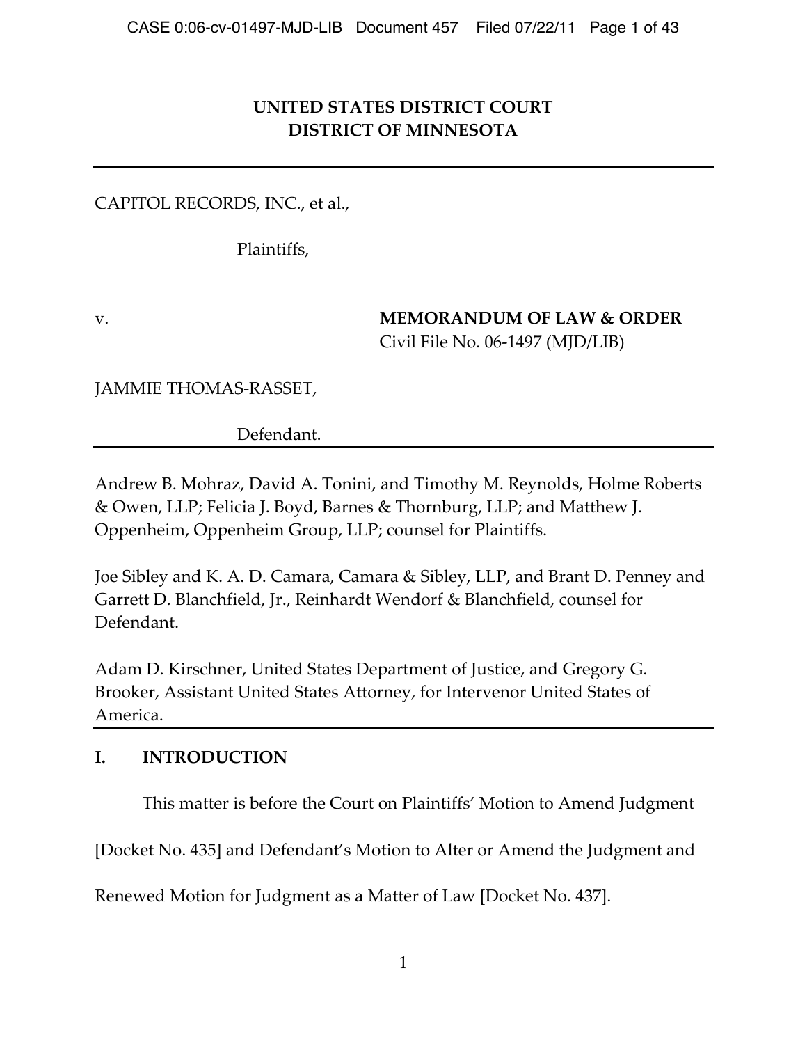**UNITED STATES DISTRICT COURT**
**DISTRICT OF MINNESOTA**

---

CAPITOL RECORDS, INC., et al.,

Plaintiffs,

v.

**MEMORANDUM OF LAW & ORDER**
Civil File No. 06-1497 (MJD/LIB)

JAMMIE THOMAS-RASSET,

Defendant.

---

Andrew B. Mohraz, David A. Tonini, and Timothy M. Reynolds, Holme Roberts & Owen, LLP; Felicia J. Boyd, Barnes & Thornburg, LLP; and Matthew J. Oppenheim, Oppenheim Group, LLP; counsel for Plaintiffs.

Joe Sibley and K. A. D. Camara, Camara & Sibley, LLP, and Brant D. Penney and Garrett D. Blanchfield, Jr., Reinhardt Wendorf & Blanchfield, counsel for Defendant.

Adam D. Kirschner, United States Department of Justice, and Gregory G. Brooker, Assistant United States Attorney, for Intervenor United States of America.

---

## I. INTRODUCTION

This matter is before the Court on Plaintiffs' Motion to Amend Judgment [Docket No. 435] and Defendant's Motion to Alter or Amend the Judgment and Renewed Motion for Judgment as a Matter of Law [Docket No. 437].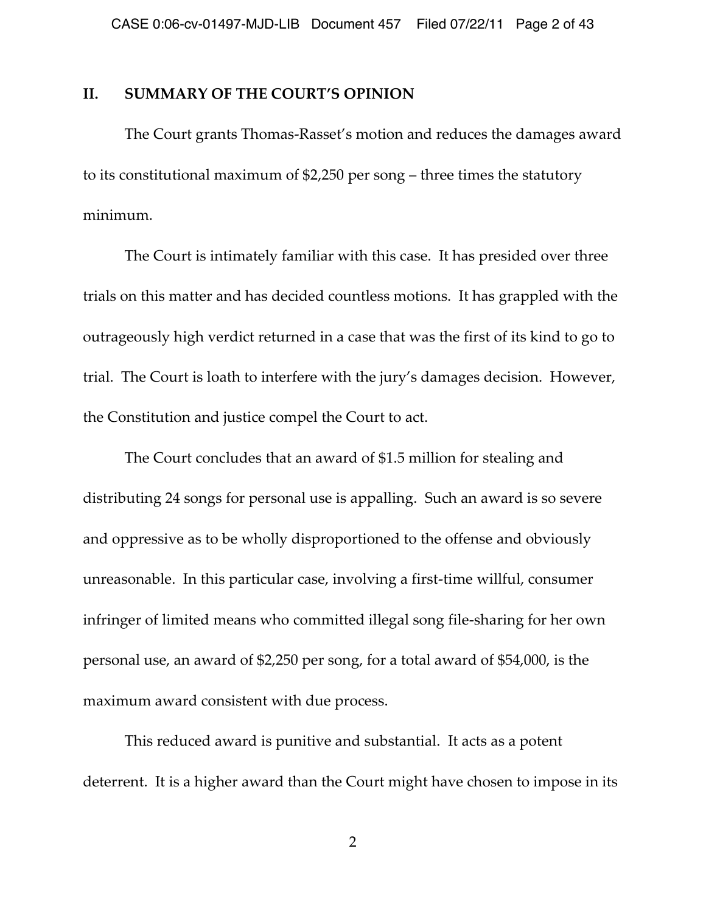## II. SUMMARY OF THE COURT'S OPINION

The Court grants Thomas-Rasset's motion and reduces the damages award to its constitutional maximum of $2,250 per song – three times the statutory minimum.

The Court is intimately familiar with this case. It has presided over three trials on this matter and has decided countless motions. It has grappled with the outrageously high verdict returned in a case that was the first of its kind to go to trial. The Court is loath to interfere with the jury's damages decision. However, the Constitution and justice compel the Court to act.

The Court concludes that an award of $1.5 million for stealing and distributing 24 songs for personal use is appalling. Such an award is so severe and oppressive as to be wholly disproportioned to the offense and obviously unreasonable. In this particular case, involving a first-time willful, consumer infringer of limited means who committed illegal song file-sharing for her own personal use, an award of $2,250 per song, for a total award of $54,000, is the maximum award consistent with due process.

This reduced award is punitive and substantial. It acts as a potent deterrent. It is a higher award than the Court might have chosen to impose in its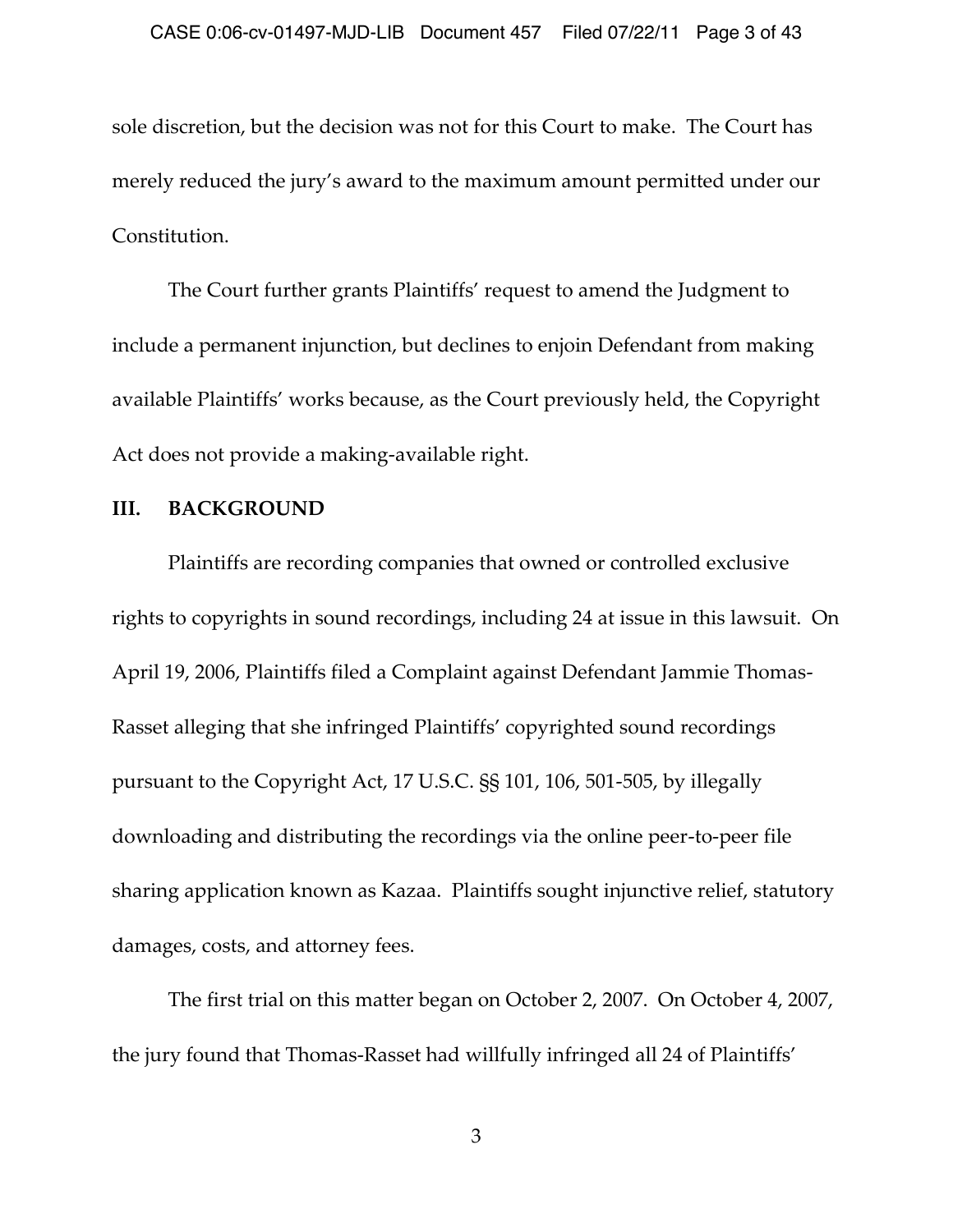sole discretion, but the decision was not for this Court to make. The Court has merely reduced the jury's award to the maximum amount permitted under our Constitution.

The Court further grants Plaintiffs' request to amend the Judgment to include a permanent injunction, but declines to enjoin Defendant from making available Plaintiffs' works because, as the Court previously held, the Copyright Act does not provide a making-available right.

## III. BACKGROUND

Plaintiffs are recording companies that owned or controlled exclusive rights to copyrights in sound recordings, including 24 at issue in this lawsuit. On April 19, 2006, Plaintiffs filed a Complaint against Defendant Jammie Thomas-Rasset alleging that she infringed Plaintiffs' copyrighted sound recordings pursuant to the Copyright Act, 17 U.S.C. §§ 101, 106, 501-505, by illegally downloading and distributing the recordings via the online peer-to-peer file sharing application known as Kazaa. Plaintiffs sought injunctive relief, statutory damages, costs, and attorney fees.

The first trial on this matter began on October 2, 2007. On October 4, 2007, the jury found that Thomas-Rasset had willfully infringed all 24 of Plaintiffs'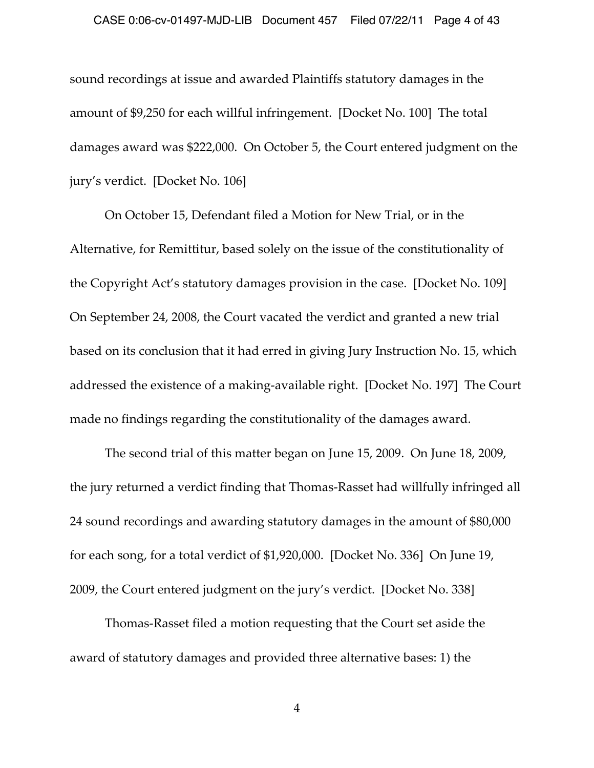sound recordings at issue and awarded Plaintiffs statutory damages in the amount of $9,250 for each willful infringement. [Docket No. 100] The total damages award was $222,000. On October 5, the Court entered judgment on the jury's verdict. [Docket No. 106]

On October 15, Defendant filed a Motion for New Trial, or in the Alternative, for Remittitur, based solely on the issue of the constitutionality of the Copyright Act's statutory damages provision in the case. [Docket No. 109] On September 24, 2008, the Court vacated the verdict and granted a new trial based on its conclusion that it had erred in giving Jury Instruction No. 15, which addressed the existence of a making-available right. [Docket No. 197] The Court made no findings regarding the constitutionality of the damages award.

The second trial of this matter began on June 15, 2009. On June 18, 2009, the jury returned a verdict finding that Thomas-Rasset had willfully infringed all 24 sound recordings and awarding statutory damages in the amount of $80,000 for each song, for a total verdict of $1,920,000. [Docket No. 336] On June 19, 2009, the Court entered judgment on the jury's verdict. [Docket No. 338]

Thomas-Rasset filed a motion requesting that the Court set aside the award of statutory damages and provided three alternative bases: 1) the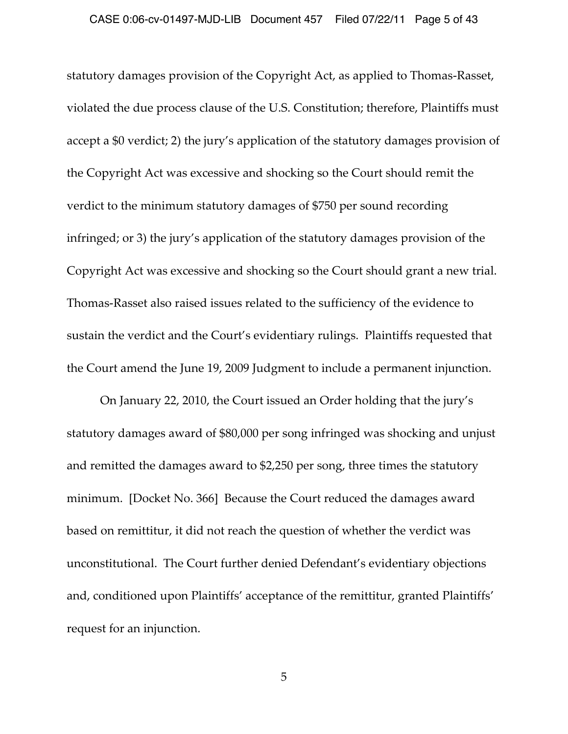statutory damages provision of the Copyright Act, as applied to Thomas-Rasset, violated the due process clause of the U.S. Constitution; therefore, Plaintiffs must accept a $0 verdict; 2) the jury's application of the statutory damages provision of the Copyright Act was excessive and shocking so the Court should remit the verdict to the minimum statutory damages of $750 per sound recording infringed; or 3) the jury's application of the statutory damages provision of the Copyright Act was excessive and shocking so the Court should grant a new trial. Thomas-Rasset also raised issues related to the sufficiency of the evidence to sustain the verdict and the Court's evidentiary rulings. Plaintiffs requested that the Court amend the June 19, 2009 Judgment to include a permanent injunction.

On January 22, 2010, the Court issued an Order holding that the jury's statutory damages award of $80,000 per song infringed was shocking and unjust and remitted the damages award to $2,250 per song, three times the statutory minimum. [Docket No. 366] Because the Court reduced the damages award based on remittitur, it did not reach the question of whether the verdict was unconstitutional. The Court further denied Defendant's evidentiary objections and, conditioned upon Plaintiffs' acceptance of the remittitur, granted Plaintiffs' request for an injunction.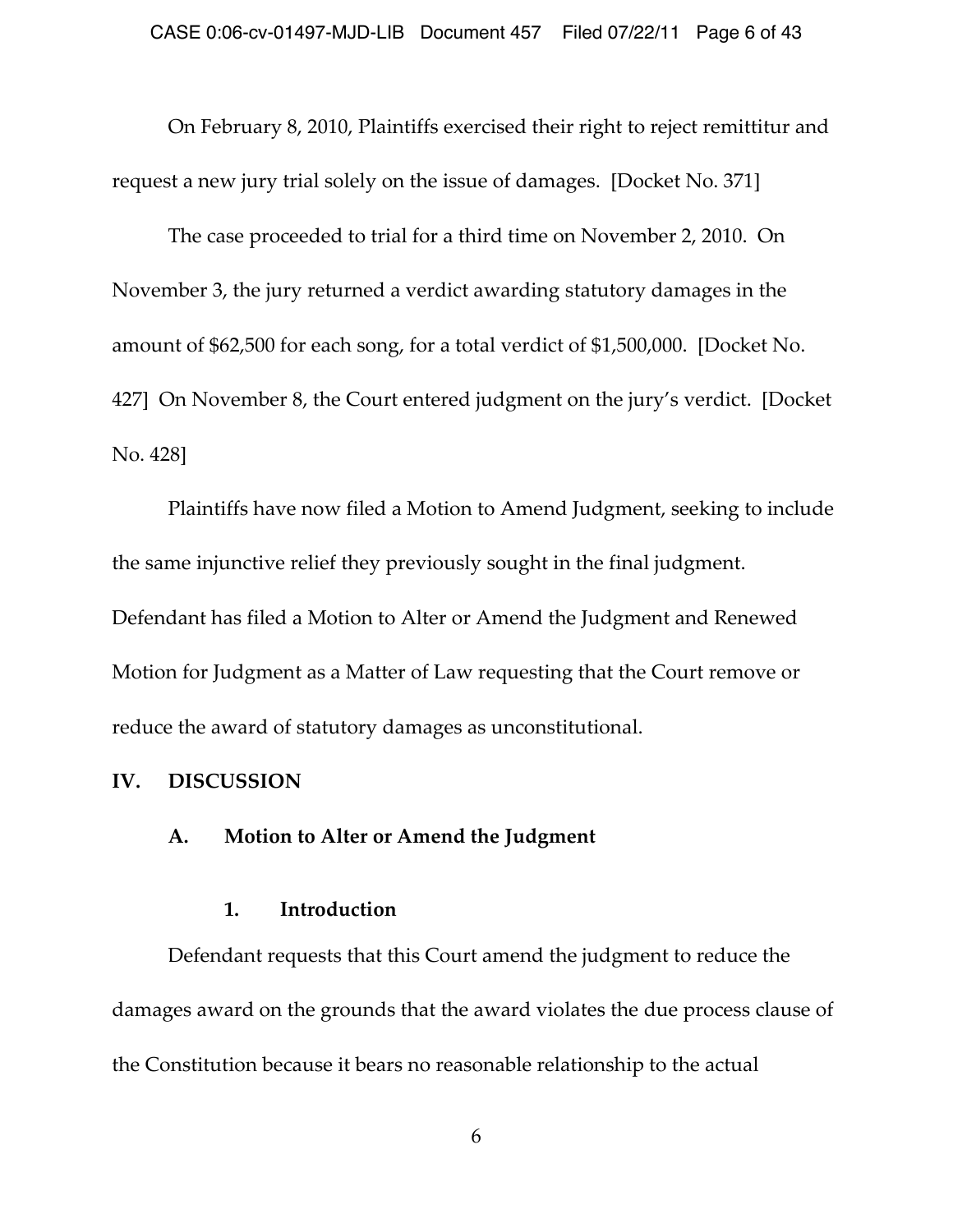On February 8, 2010, Plaintiffs exercised their right to reject remittitur and request a new jury trial solely on the issue of damages. [Docket No. 371]

The case proceeded to trial for a third time on November 2, 2010. On November 3, the jury returned a verdict awarding statutory damages in the amount of $62,500 for each song, for a total verdict of $1,500,000. [Docket No. 427] On November 8, the Court entered judgment on the jury's verdict. [Docket No. 428]

Plaintiffs have now filed a Motion to Amend Judgment, seeking to include the same injunctive relief they previously sought in the final judgment. Defendant has filed a Motion to Alter or Amend the Judgment and Renewed Motion for Judgment as a Matter of Law requesting that the Court remove or reduce the award of statutory damages as unconstitutional.

## IV. DISCUSSION

### A. Motion to Alter or Amend the Judgment

#### 1. Introduction

Defendant requests that this Court amend the judgment to reduce the damages award on the grounds that the award violates the due process clause of the Constitution because it bears no reasonable relationship to the actual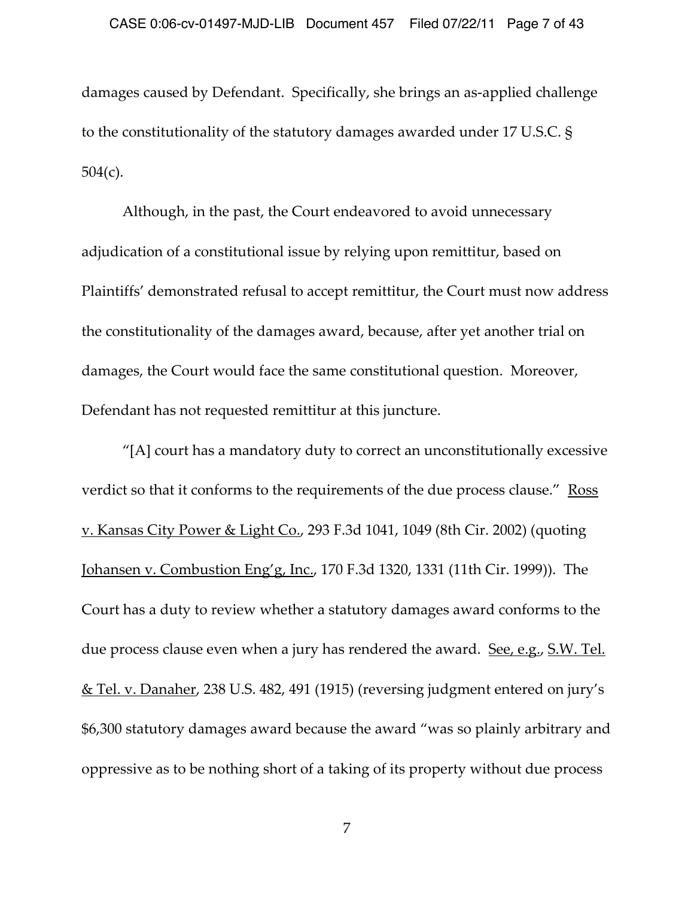damages caused by Defendant. Specifically, she brings an as-applied challenge to the constitutionality of the statutory damages awarded under 17 U.S.C. § 504(c).

Although, in the past, the Court endeavored to avoid unnecessary adjudication of a constitutional issue by relying upon remittitur, based on Plaintiffs' demonstrated refusal to accept remittitur, the Court must now address the constitutionality of the damages award, because, after yet another trial on damages, the Court would face the same constitutional question. Moreover, Defendant has not requested remittitur at this juncture.

"[A] court has a mandatory duty to correct an unconstitutionally excessive verdict so that it conforms to the requirements of the due process clause." Ross v. Kansas City Power & Light Co., 293 F.3d 1041, 1049 (8th Cir. 2002) (quoting Johansen v. Combustion Eng'g, Inc., 170 F.3d 1320, 1331 (11th Cir. 1999)). The Court has a duty to review whether a statutory damages award conforms to the due process clause even when a jury has rendered the award. See, e.g., S.W. Tel. & Tel. v. Danaher, 238 U.S. 482, 491 (1915) (reversing judgment entered on jury's $6,300 statutory damages award because the award "was so plainly arbitrary and oppressive as to be nothing short of a taking of its property without due process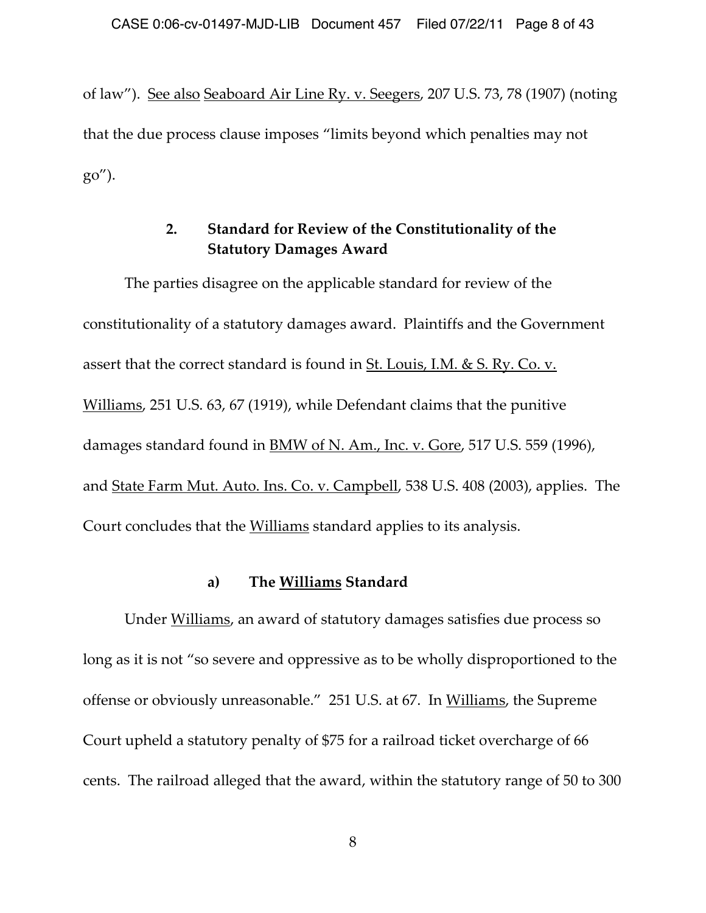of law"). See also Seaboard Air Line Ry. v. Seegers, 207 U.S. 73, 78 (1907) (noting that the due process clause imposes "limits beyond which penalties may not go").

### 2. Standard for Review of the Constitutionality of the Statutory Damages Award

The parties disagree on the applicable standard for review of the constitutionality of a statutory damages award. Plaintiffs and the Government assert that the correct standard is found in St. Louis, I.M. & S. Ry. Co. v. Williams, 251 U.S. 63, 67 (1919), while Defendant claims that the punitive damages standard found in BMW of N. Am., Inc. v. Gore, 517 U.S. 559 (1996), and State Farm Mut. Auto. Ins. Co. v. Campbell, 538 U.S. 408 (2003), applies. The Court concludes that the Williams standard applies to its analysis.

#### a) The Williams Standard

Under Williams, an award of statutory damages satisfies due process so long as it is not "so severe and oppressive as to be wholly disproportioned to the offense or obviously unreasonable." 251 U.S. at 67. In Williams, the Supreme Court upheld a statutory penalty of $75 for a railroad ticket overcharge of 66 cents. The railroad alleged that the award, within the statutory range of 50 to 300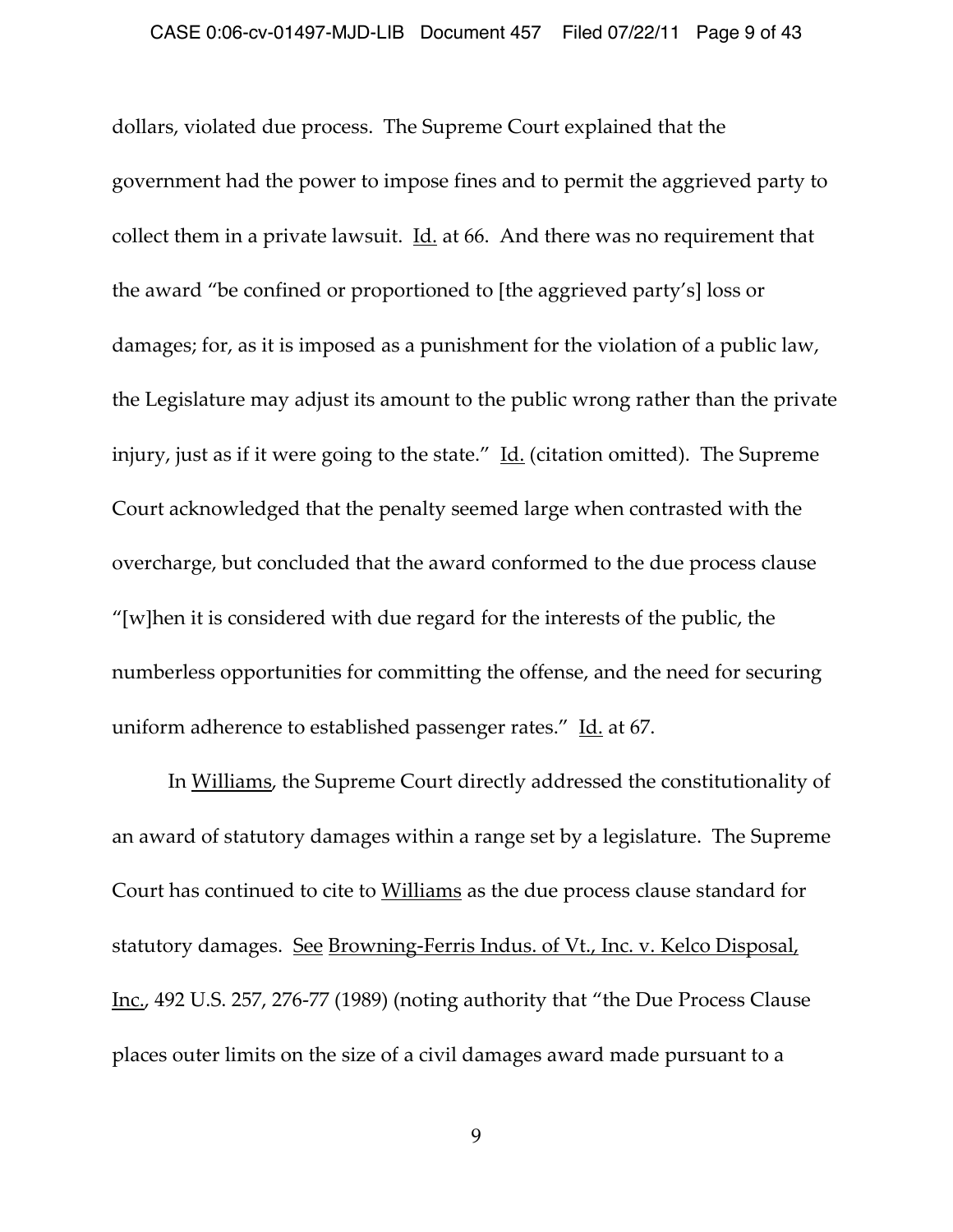dollars, violated due process. The Supreme Court explained that the government had the power to impose fines and to permit the aggrieved party to collect them in a private lawsuit. Id. at 66. And there was no requirement that the award "be confined or proportioned to [the aggrieved party's] loss or damages; for, as it is imposed as a punishment for the violation of a public law, the Legislature may adjust its amount to the public wrong rather than the private injury, just as if it were going to the state." Id. (citation omitted). The Supreme Court acknowledged that the penalty seemed large when contrasted with the overcharge, but concluded that the award conformed to the due process clause "[w]hen it is considered with due regard for the interests of the public, the numberless opportunities for committing the offense, and the need for securing uniform adherence to established passenger rates." Id. at 67.

In Williams, the Supreme Court directly addressed the constitutionality of an award of statutory damages within a range set by a legislature. The Supreme Court has continued to cite to Williams as the due process clause standard for statutory damages. See Browning-Ferris Indus. of Vt., Inc. v. Kelco Disposal, Inc., 492 U.S. 257, 276-77 (1989) (noting authority that "the Due Process Clause places outer limits on the size of a civil damages award made pursuant to a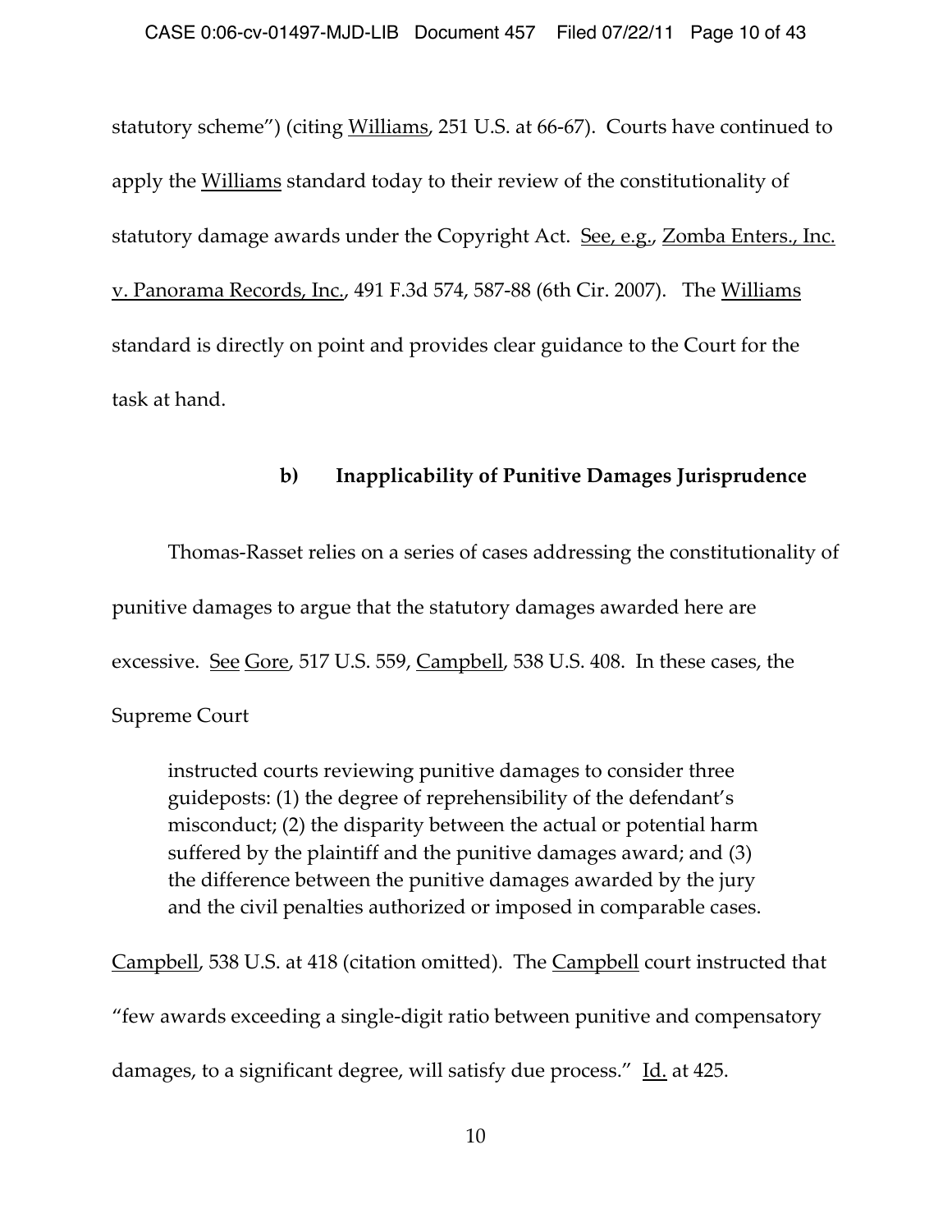statutory scheme") (citing Williams, 251 U.S. at 66-67). Courts have continued to apply the Williams standard today to their review of the constitutionality of statutory damage awards under the Copyright Act. See, e.g., Zomba Enters., Inc. v. Panorama Records, Inc., 491 F.3d 574, 587-88 (6th Cir. 2007). The Williams standard is directly on point and provides clear guidance to the Court for the task at hand.

### b) Inapplicability of Punitive Damages Jurisprudence

Thomas-Rasset relies on a series of cases addressing the constitutionality of punitive damages to argue that the statutory damages awarded here are excessive. See Gore, 517 U.S. 559, Campbell, 538 U.S. 408. In these cases, the Supreme Court

> instructed courts reviewing punitive damages to consider three guideposts: (1) the degree of reprehensibility of the defendant's misconduct; (2) the disparity between the actual or potential harm suffered by the plaintiff and the punitive damages award; and (3) the difference between the punitive damages awarded by the jury and the civil penalties authorized or imposed in comparable cases.

Campbell, 538 U.S. at 418 (citation omitted). The Campbell court instructed that "few awards exceeding a single-digit ratio between punitive and compensatory damages, to a significant degree, will satisfy due process." Id. at 425.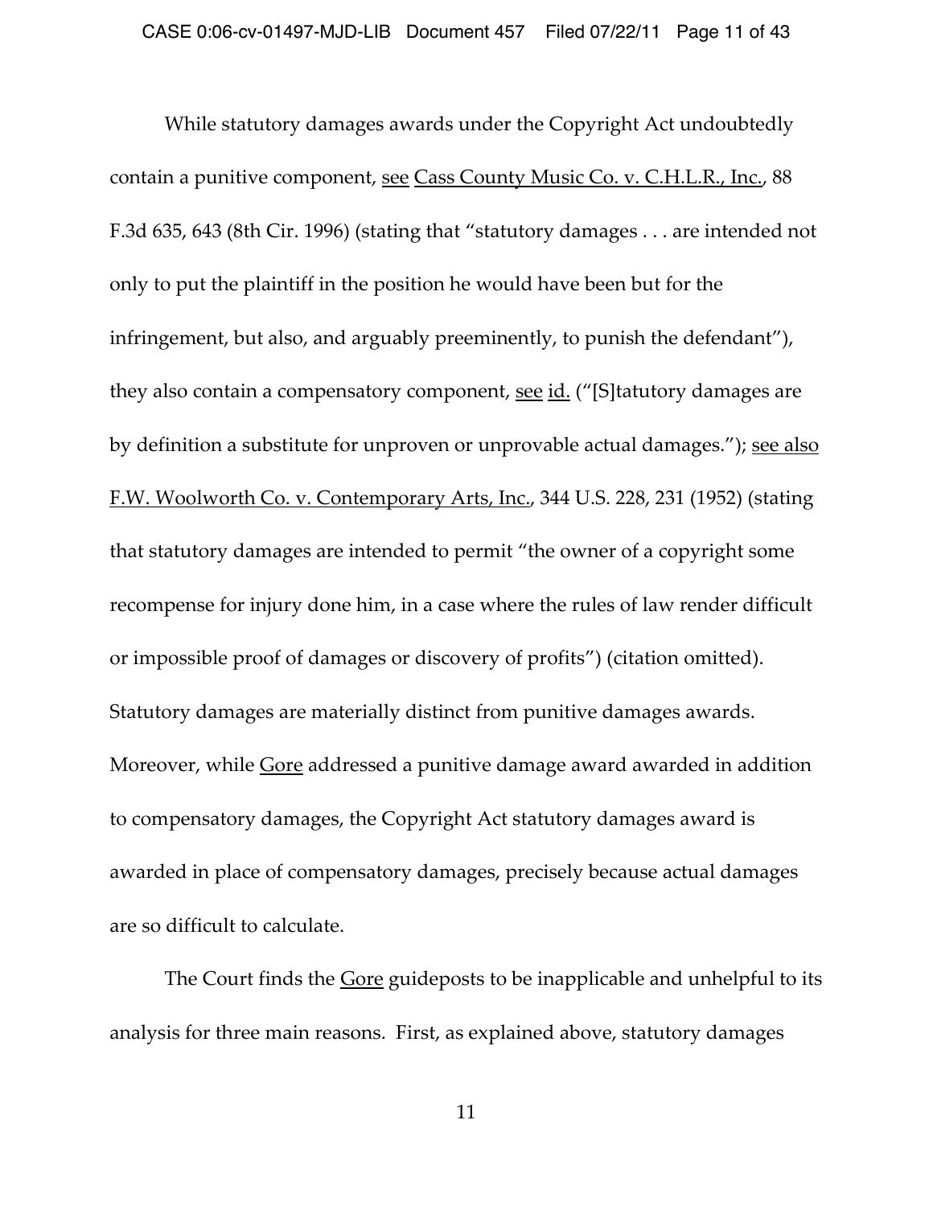While statutory damages awards under the Copyright Act undoubtedly contain a punitive component, see Cass County Music Co. v. C.H.L.R., Inc., 88 F.3d 635, 643 (8th Cir. 1996) (stating that "statutory damages . . . are intended not only to put the plaintiff in the position he would have been but for the infringement, but also, and arguably preeminently, to punish the defendant"), they also contain a compensatory component, see id. ("[S]tatutory damages are by definition a substitute for unproven or unprovable actual damages."); see also F.W. Woolworth Co. v. Contemporary Arts, Inc., 344 U.S. 228, 231 (1952) (stating that statutory damages are intended to permit "the owner of a copyright some recompense for injury done him, in a case where the rules of law render difficult or impossible proof of damages or discovery of profits") (citation omitted). Statutory damages are materially distinct from punitive damages awards. Moreover, while Gore addressed a punitive damage award awarded in addition to compensatory damages, the Copyright Act statutory damages award is awarded in place of compensatory damages, precisely because actual damages are so difficult to calculate.

The Court finds the Gore guideposts to be inapplicable and unhelpful to its analysis for three main reasons. First, as explained above, statutory damages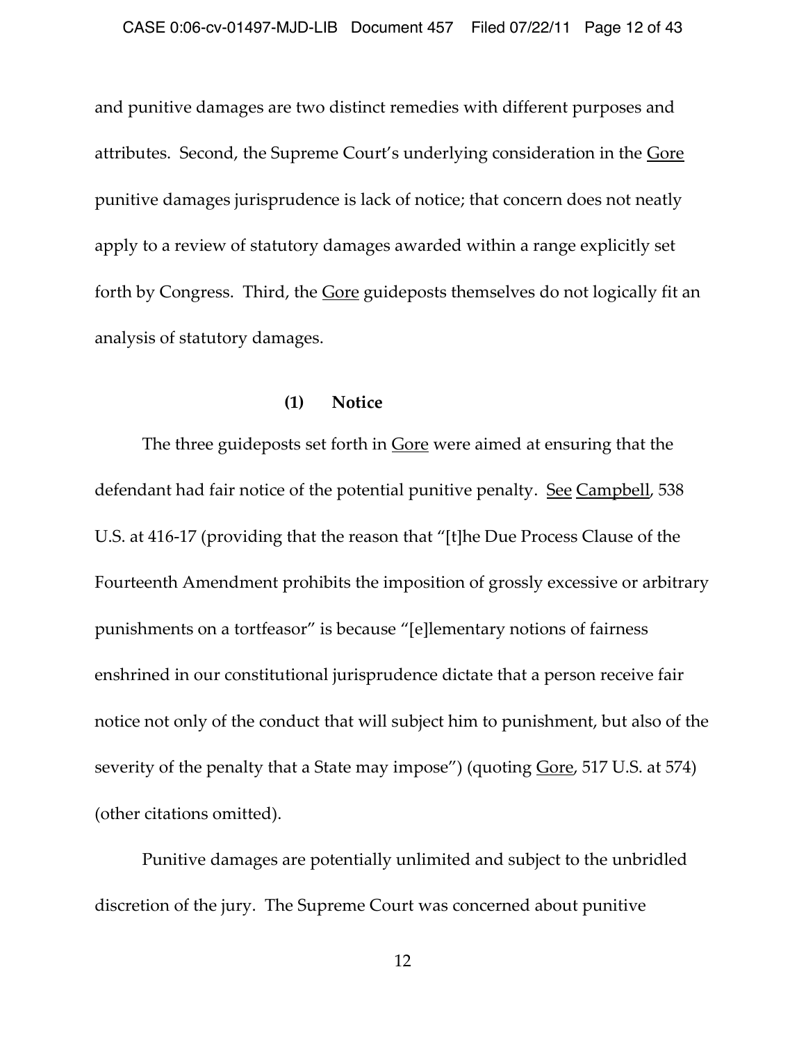and punitive damages are two distinct remedies with different purposes and attributes. Second, the Supreme Court's underlying consideration in the Gore punitive damages jurisprudence is lack of notice; that concern does not neatly apply to a review of statutory damages awarded within a range explicitly set forth by Congress. Third, the Gore guideposts themselves do not logically fit an analysis of statutory damages.

**(1) Notice**

The three guideposts set forth in Gore were aimed at ensuring that the defendant had fair notice of the potential punitive penalty. See Campbell, 538 U.S. at 416-17 (providing that the reason that "[t]he Due Process Clause of the Fourteenth Amendment prohibits the imposition of grossly excessive or arbitrary punishments on a tortfeasor" is because "[e]lementary notions of fairness enshrined in our constitutional jurisprudence dictate that a person receive fair notice not only of the conduct that will subject him to punishment, but also of the severity of the penalty that a State may impose") (quoting Gore, 517 U.S. at 574) (other citations omitted).

Punitive damages are potentially unlimited and subject to the unbridled discretion of the jury. The Supreme Court was concerned about punitive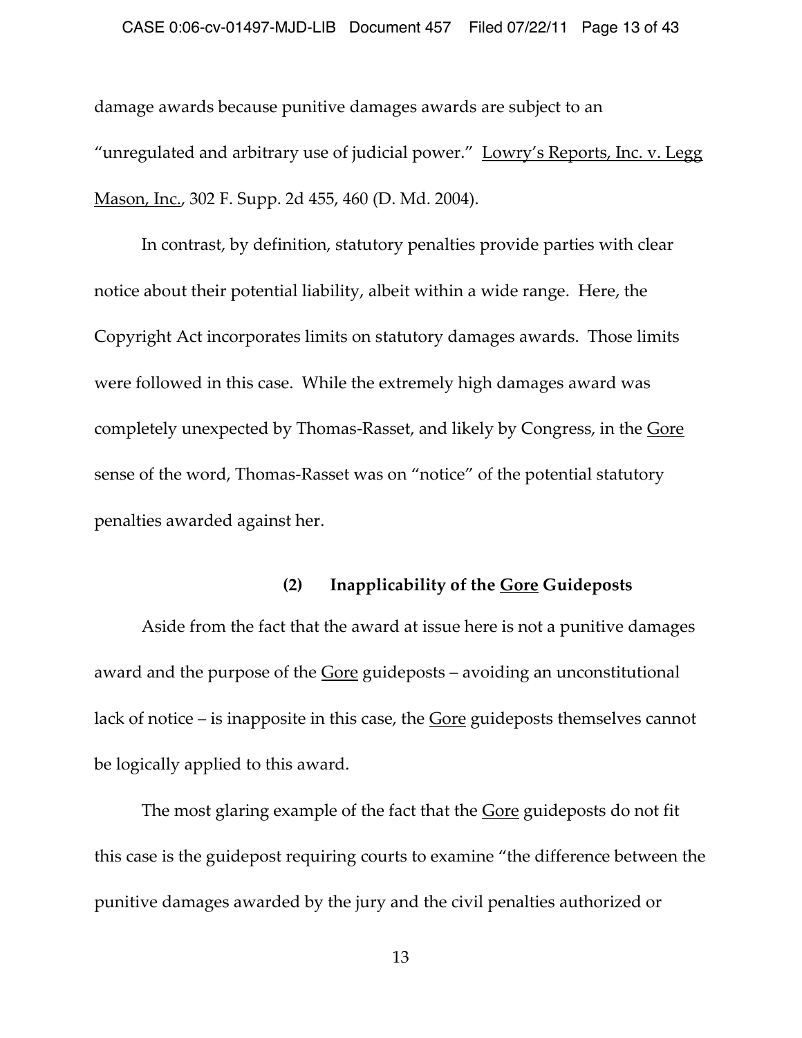damage awards because punitive damages awards are subject to an "unregulated and arbitrary use of judicial power." Lowry's Reports, Inc. v. Legg Mason, Inc., 302 F. Supp. 2d 455, 460 (D. Md. 2004).

In contrast, by definition, statutory penalties provide parties with clear notice about their potential liability, albeit within a wide range. Here, the Copyright Act incorporates limits on statutory damages awards. Those limits were followed in this case. While the extremely high damages award was completely unexpected by Thomas-Rasset, and likely by Congress, in the Gore sense of the word, Thomas-Rasset was on "notice" of the potential statutory penalties awarded against her.

### (2) Inapplicability of the Gore Guideposts

Aside from the fact that the award at issue here is not a punitive damages award and the purpose of the Gore guideposts – avoiding an unconstitutional lack of notice – is inapposite in this case, the Gore guideposts themselves cannot be logically applied to this award.

The most glaring example of the fact that the Gore guideposts do not fit this case is the guidepost requiring courts to examine "the difference between the punitive damages awarded by the jury and the civil penalties authorized or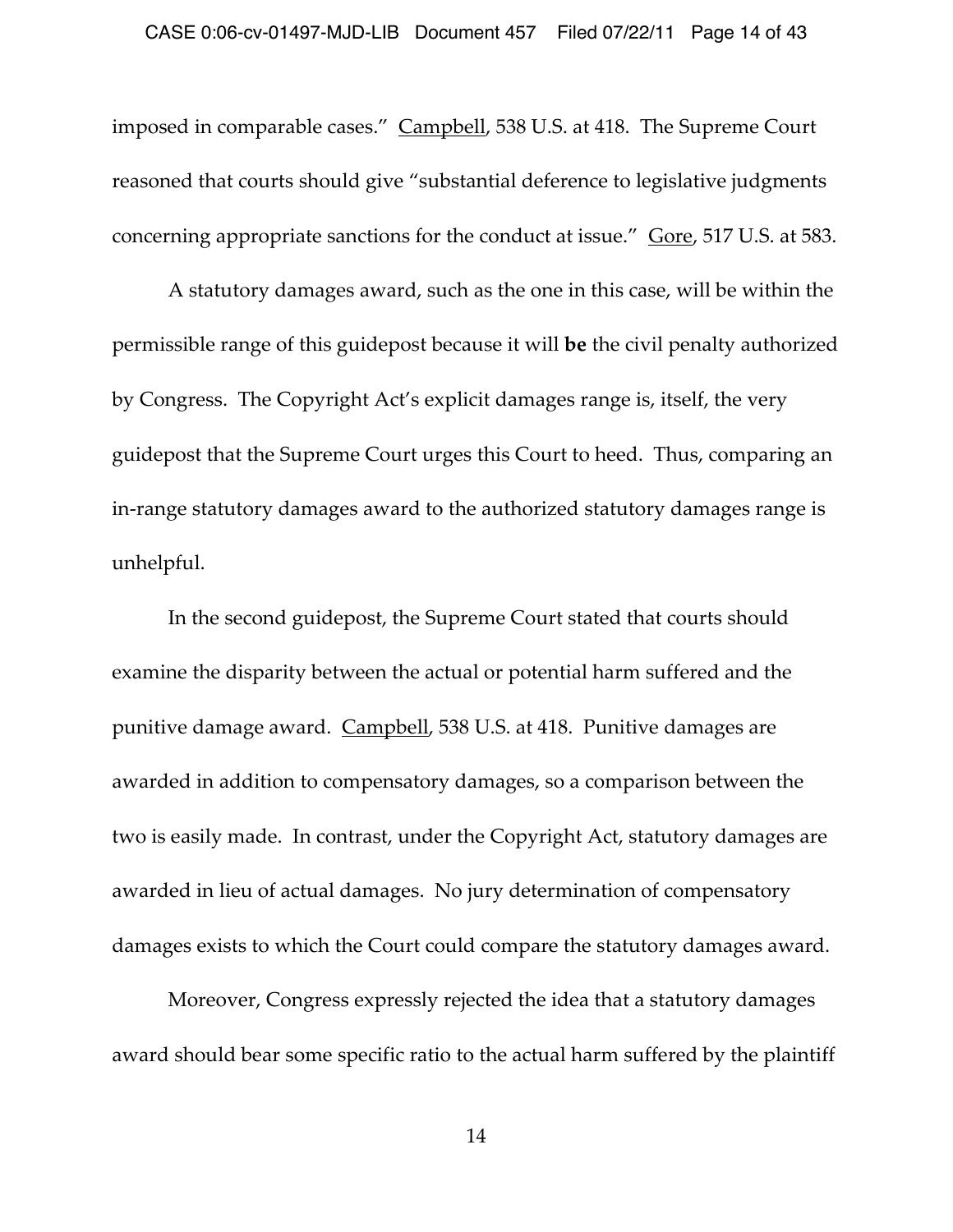imposed in comparable cases." Campbell, 538 U.S. at 418. The Supreme Court reasoned that courts should give "substantial deference to legislative judgments concerning appropriate sanctions for the conduct at issue." Gore, 517 U.S. at 583.

A statutory damages award, such as the one in this case, will be within the permissible range of this guidepost because it will **be** the civil penalty authorized by Congress. The Copyright Act's explicit damages range is, itself, the very guidepost that the Supreme Court urges this Court to heed. Thus, comparing an in-range statutory damages award to the authorized statutory damages range is unhelpful.

In the second guidepost, the Supreme Court stated that courts should examine the disparity between the actual or potential harm suffered and the punitive damage award. Campbell, 538 U.S. at 418. Punitive damages are awarded in addition to compensatory damages, so a comparison between the two is easily made. In contrast, under the Copyright Act, statutory damages are awarded in lieu of actual damages. No jury determination of compensatory damages exists to which the Court could compare the statutory damages award.

Moreover, Congress expressly rejected the idea that a statutory damages award should bear some specific ratio to the actual harm suffered by the plaintiff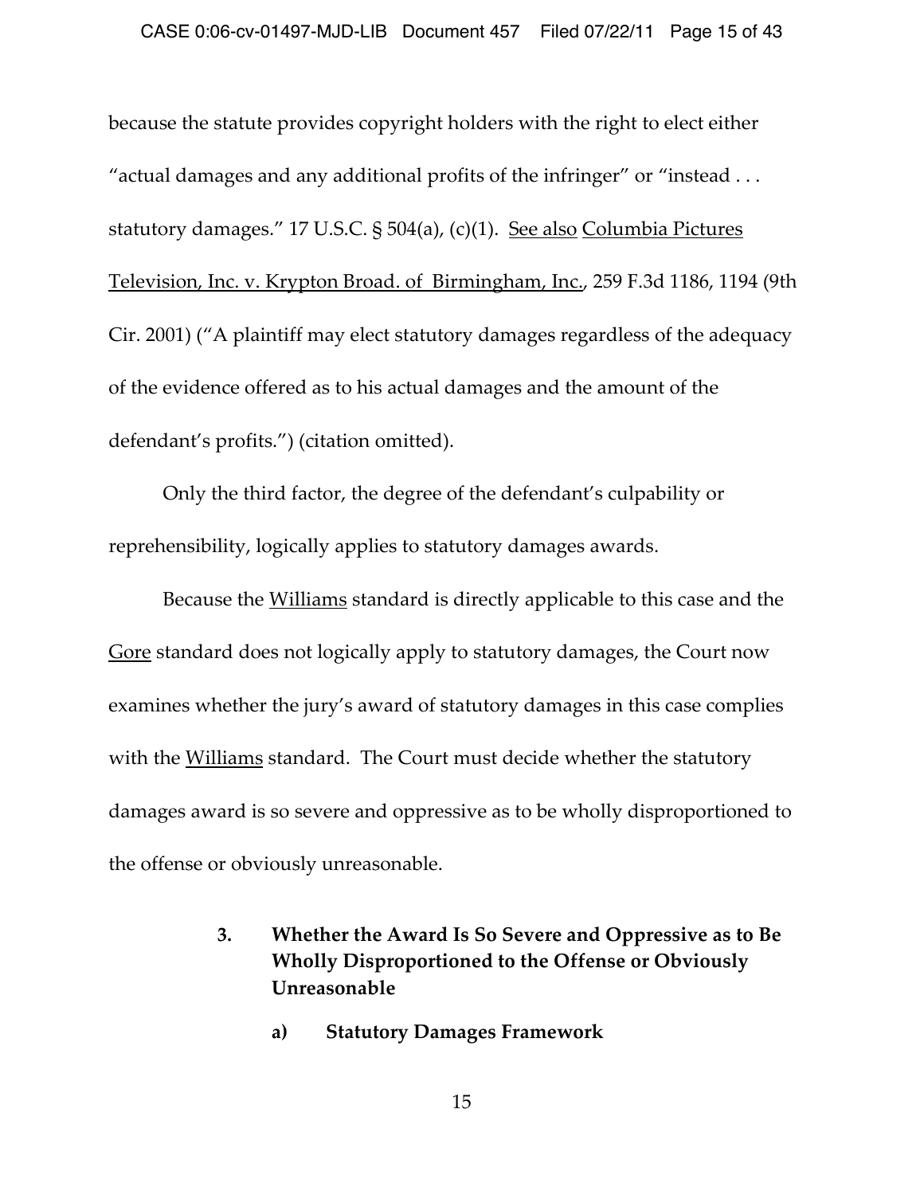because the statute provides copyright holders with the right to elect either "actual damages and any additional profits of the infringer" or "instead . . . statutory damages." 17 U.S.C. § 504(a), (c)(1). See also Columbia Pictures Television, Inc. v. Krypton Broad. of Birmingham, Inc., 259 F.3d 1186, 1194 (9th Cir. 2001) ("A plaintiff may elect statutory damages regardless of the adequacy of the evidence offered as to his actual damages and the amount of the defendant's profits.") (citation omitted).

Only the third factor, the degree of the defendant's culpability or reprehensibility, logically applies to statutory damages awards.

Because the Williams standard is directly applicable to this case and the Gore standard does not logically apply to statutory damages, the Court now examines whether the jury's award of statutory damages in this case complies with the Williams standard. The Court must decide whether the statutory damages award is so severe and oppressive as to be wholly disproportioned to the offense or obviously unreasonable.

### 3. Whether the Award Is So Severe and Oppressive as to Be Wholly Disproportioned to the Offense or Obviously Unreasonable

#### a) Statutory Damages Framework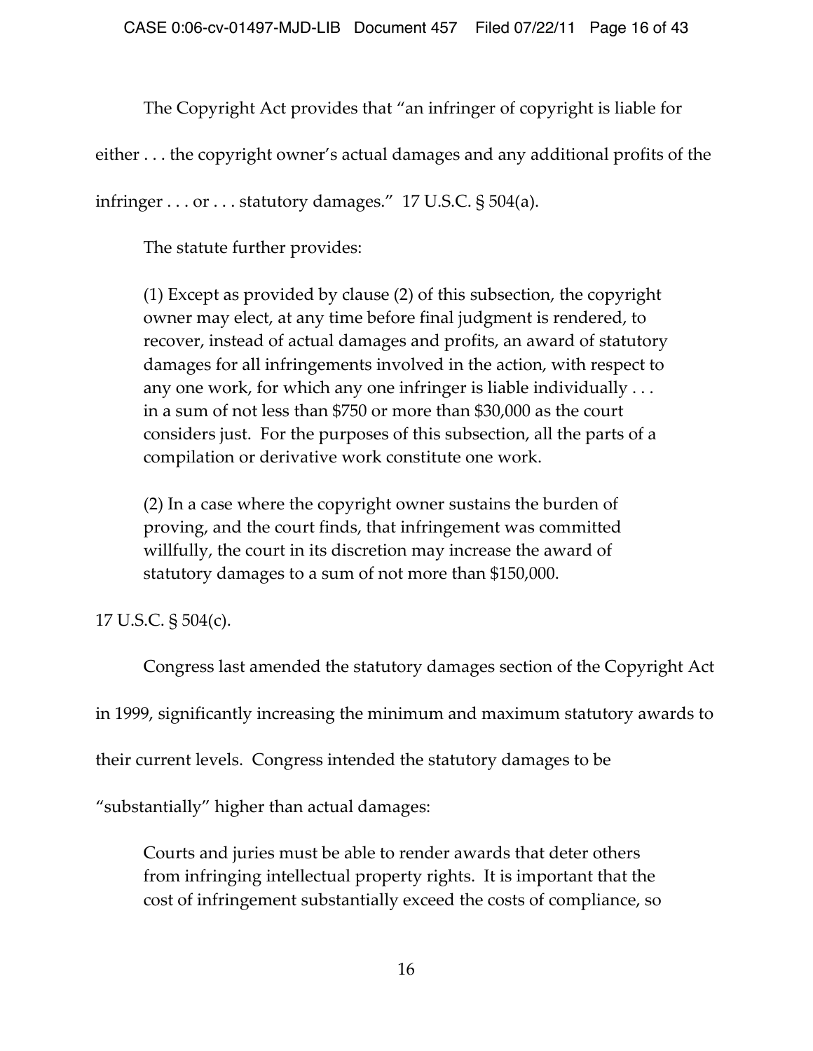The Copyright Act provides that "an infringer of copyright is liable for either . . . the copyright owner's actual damages and any additional profits of the infringer . . . or . . . statutory damages." 17 U.S.C. § 504(a).

The statute further provides:

> (1) Except as provided by clause (2) of this subsection, the copyright owner may elect, at any time before final judgment is rendered, to recover, instead of actual damages and profits, an award of statutory damages for all infringements involved in the action, with respect to any one work, for which any one infringer is liable individually . . . in a sum of not less than $750 or more than $30,000 as the court considers just. For the purposes of this subsection, all the parts of a compilation or derivative work constitute one work.
>
> (2) In a case where the copyright owner sustains the burden of proving, and the court finds, that infringement was committed willfully, the court in its discretion may increase the award of statutory damages to a sum of not more than $150,000.

17 U.S.C. § 504(c).

Congress last amended the statutory damages section of the Copyright Act in 1999, significantly increasing the minimum and maximum statutory awards to their current levels. Congress intended the statutory damages to be "substantially" higher than actual damages:

> Courts and juries must be able to render awards that deter others from infringing intellectual property rights. It is important that the cost of infringement substantially exceed the costs of compliance, so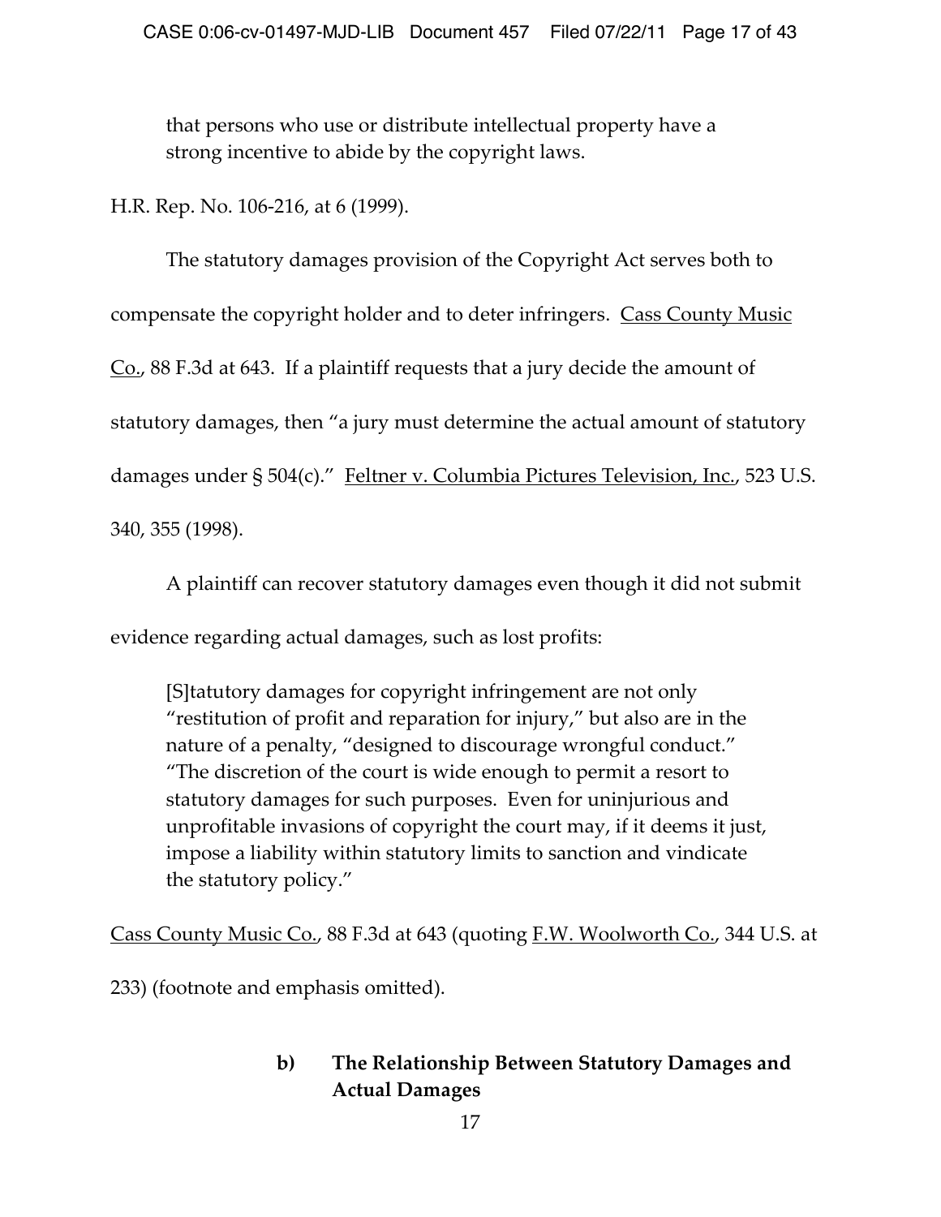> that persons who use or distribute intellectual property have a strong incentive to abide by the copyright laws.

H.R. Rep. No. 106-216, at 6 (1999).

The statutory damages provision of the Copyright Act serves both to compensate the copyright holder and to deter infringers. Cass County Music Co., 88 F.3d at 643. If a plaintiff requests that a jury decide the amount of statutory damages, then "a jury must determine the actual amount of statutory damages under § 504(c)." Feltner v. Columbia Pictures Television, Inc., 523 U.S. 340, 355 (1998).

A plaintiff can recover statutory damages even though it did not submit evidence regarding actual damages, such as lost profits:

> [S]tatutory damages for copyright infringement are not only "restitution of profit and reparation for injury," but also are in the nature of a penalty, "designed to discourage wrongful conduct." "The discretion of the court is wide enough to permit a resort to statutory damages for such purposes. Even for uninjurious and unprofitable invasions of copyright the court may, if it deems it just, impose a liability within statutory limits to sanction and vindicate the statutory policy."

Cass County Music Co., 88 F.3d at 643 (quoting F.W. Woolworth Co., 344 U.S. at 233) (footnote and emphasis omitted).

#### b) The Relationship Between Statutory Damages and Actual Damages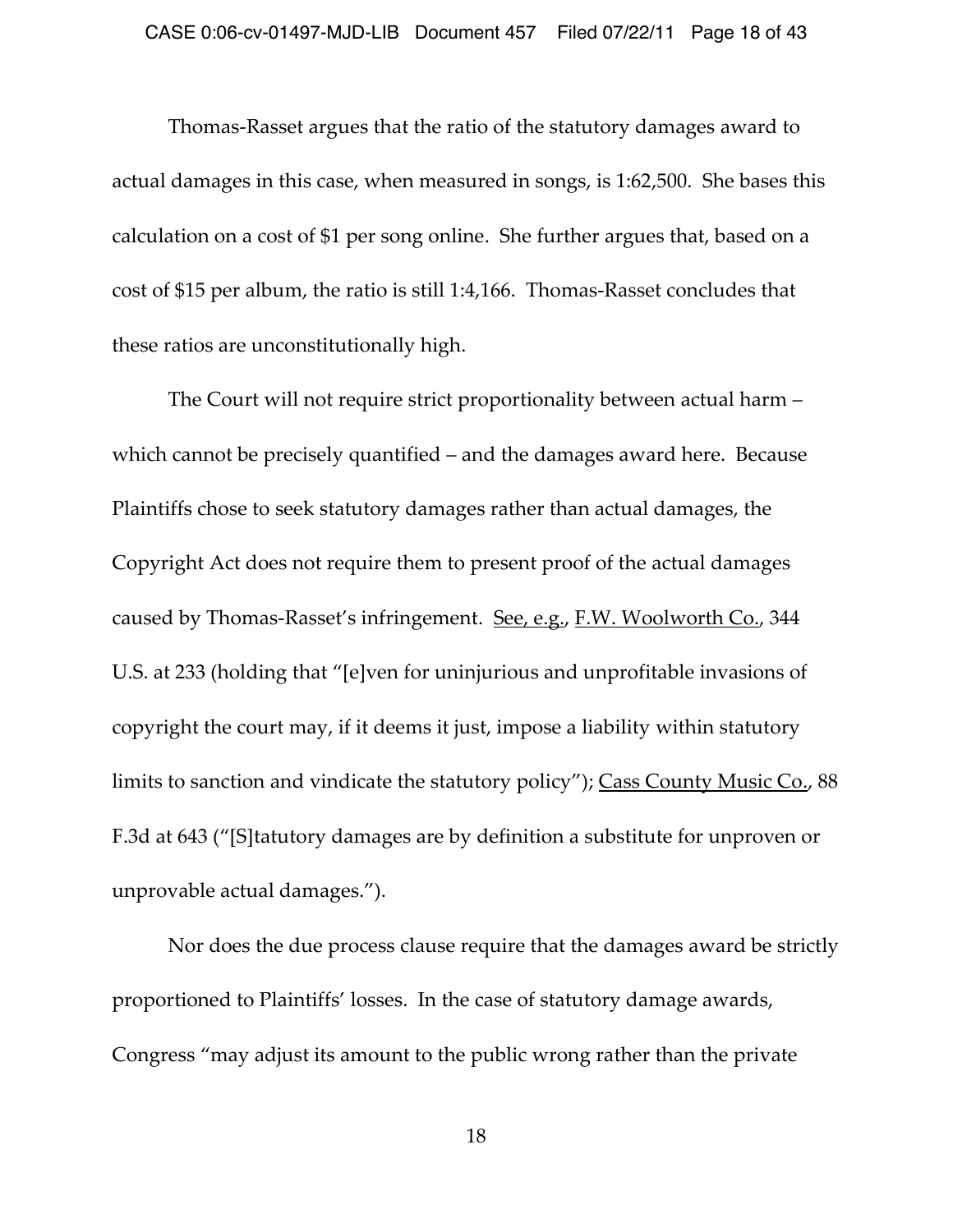Thomas-Rasset argues that the ratio of the statutory damages award to actual damages in this case, when measured in songs, is 1:62,500. She bases this calculation on a cost of $1 per song online. She further argues that, based on a cost of $15 per album, the ratio is still 1:4,166. Thomas-Rasset concludes that these ratios are unconstitutionally high.

The Court will not require strict proportionality between actual harm – which cannot be precisely quantified – and the damages award here. Because Plaintiffs chose to seek statutory damages rather than actual damages, the Copyright Act does not require them to present proof of the actual damages caused by Thomas-Rasset's infringement. See, e.g., F.W. Woolworth Co., 344 U.S. at 233 (holding that "[e]ven for uninjurious and unprofitable invasions of copyright the court may, if it deems it just, impose a liability within statutory limits to sanction and vindicate the statutory policy"); Cass County Music Co., 88 F.3d at 643 ("[S]tatutory damages are by definition a substitute for unproven or unprovable actual damages.").

Nor does the due process clause require that the damages award be strictly proportioned to Plaintiffs' losses. In the case of statutory damage awards, Congress "may adjust its amount to the public wrong rather than the private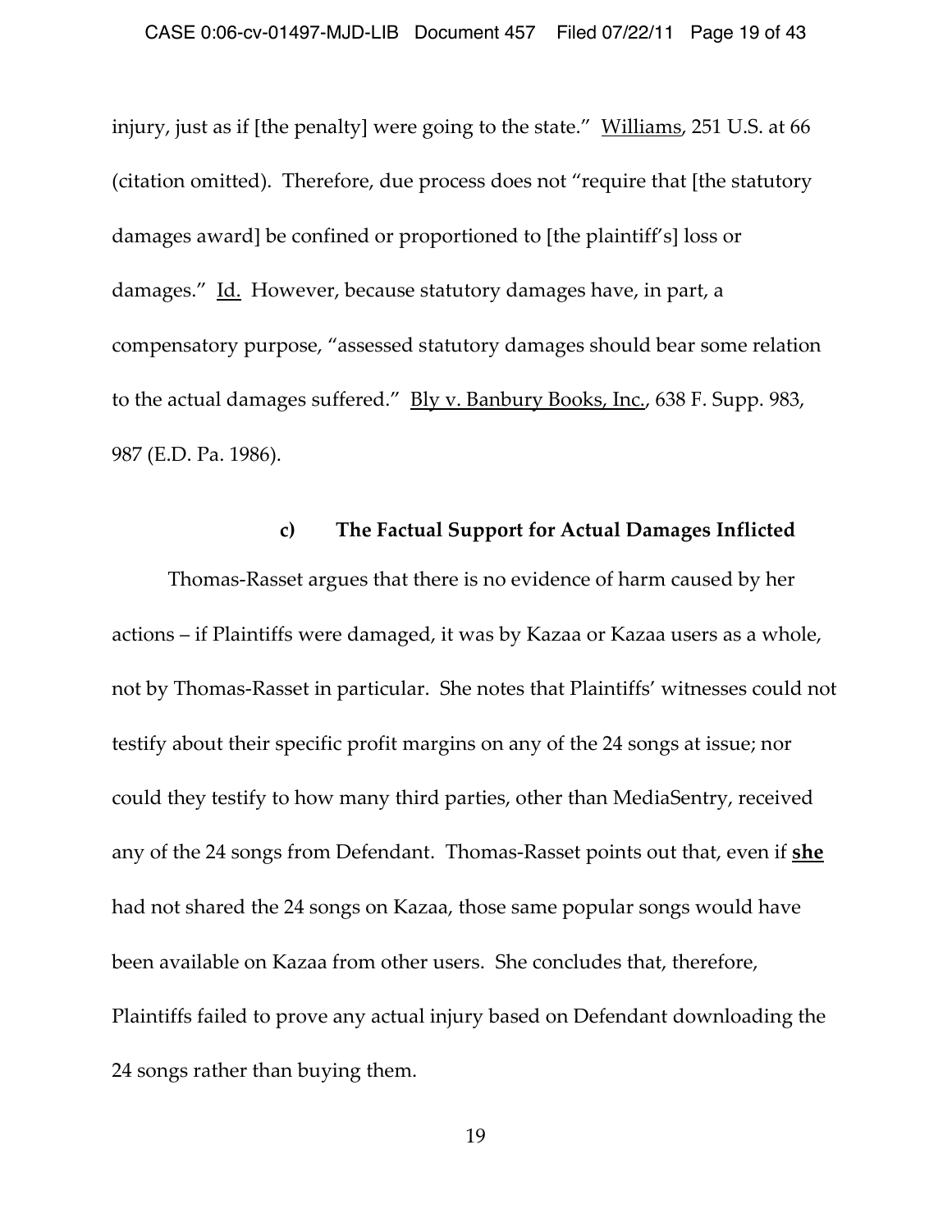injury, just as if [the penalty] were going to the state." Williams, 251 U.S. at 66 (citation omitted). Therefore, due process does not "require that [the statutory damages award] be confined or proportioned to [the plaintiff's] loss or damages." Id. However, because statutory damages have, in part, a compensatory purpose, "assessed statutory damages should bear some relation to the actual damages suffered." Bly v. Banbury Books, Inc., 638 F. Supp. 983, 987 (E.D. Pa. 1986).

#### c) The Factual Support for Actual Damages Inflicted

Thomas-Rasset argues that there is no evidence of harm caused by her actions – if Plaintiffs were damaged, it was by Kazaa or Kazaa users as a whole, not by Thomas-Rasset in particular. She notes that Plaintiffs' witnesses could not testify about their specific profit margins on any of the 24 songs at issue; nor could they testify to how many third parties, other than MediaSentry, received any of the 24 songs from Defendant. Thomas-Rasset points out that, even if **she** had not shared the 24 songs on Kazaa, those same popular songs would have been available on Kazaa from other users. She concludes that, therefore, Plaintiffs failed to prove any actual injury based on Defendant downloading the 24 songs rather than buying them.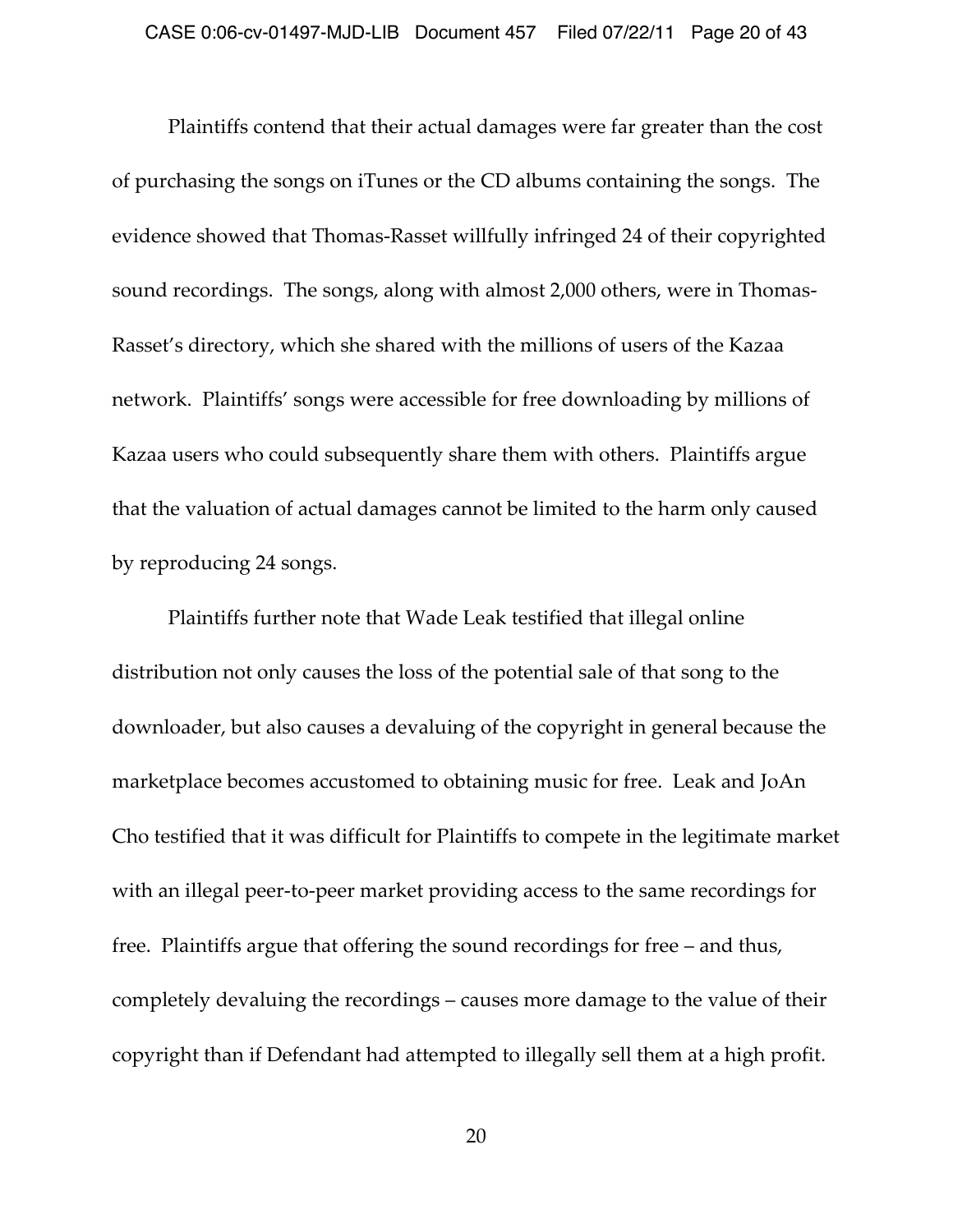Plaintiffs contend that their actual damages were far greater than the cost of purchasing the songs on iTunes or the CD albums containing the songs. The evidence showed that Thomas-Rasset willfully infringed 24 of their copyrighted sound recordings. The songs, along with almost 2,000 others, were in Thomas-Rasset's directory, which she shared with the millions of users of the Kazaa network. Plaintiffs' songs were accessible for free downloading by millions of Kazaa users who could subsequently share them with others. Plaintiffs argue that the valuation of actual damages cannot be limited to the harm only caused by reproducing 24 songs.

Plaintiffs further note that Wade Leak testified that illegal online distribution not only causes the loss of the potential sale of that song to the downloader, but also causes a devaluing of the copyright in general because the marketplace becomes accustomed to obtaining music for free. Leak and JoAn Cho testified that it was difficult for Plaintiffs to compete in the legitimate market with an illegal peer-to-peer market providing access to the same recordings for free. Plaintiffs argue that offering the sound recordings for free – and thus, completely devaluing the recordings – causes more damage to the value of their copyright than if Defendant had attempted to illegally sell them at a high profit.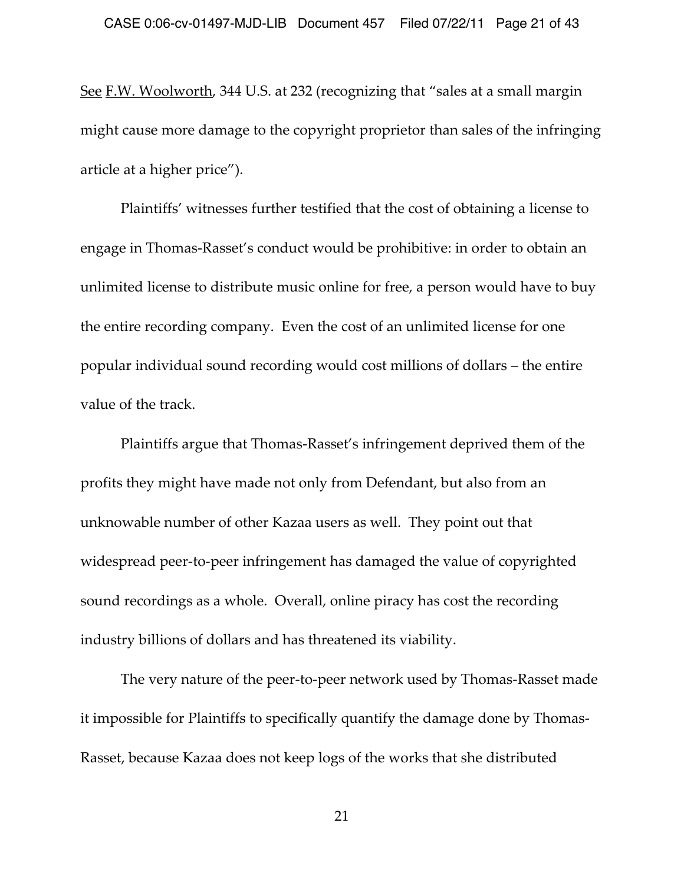See F.W. Woolworth, 344 U.S. at 232 (recognizing that "sales at a small margin might cause more damage to the copyright proprietor than sales of the infringing article at a higher price").

Plaintiffs' witnesses further testified that the cost of obtaining a license to engage in Thomas-Rasset's conduct would be prohibitive: in order to obtain an unlimited license to distribute music online for free, a person would have to buy the entire recording company. Even the cost of an unlimited license for one popular individual sound recording would cost millions of dollars – the entire value of the track.

Plaintiffs argue that Thomas-Rasset's infringement deprived them of the profits they might have made not only from Defendant, but also from an unknowable number of other Kazaa users as well. They point out that widespread peer-to-peer infringement has damaged the value of copyrighted sound recordings as a whole. Overall, online piracy has cost the recording industry billions of dollars and has threatened its viability.

The very nature of the peer-to-peer network used by Thomas-Rasset made it impossible for Plaintiffs to specifically quantify the damage done by Thomas-Rasset, because Kazaa does not keep logs of the works that she distributed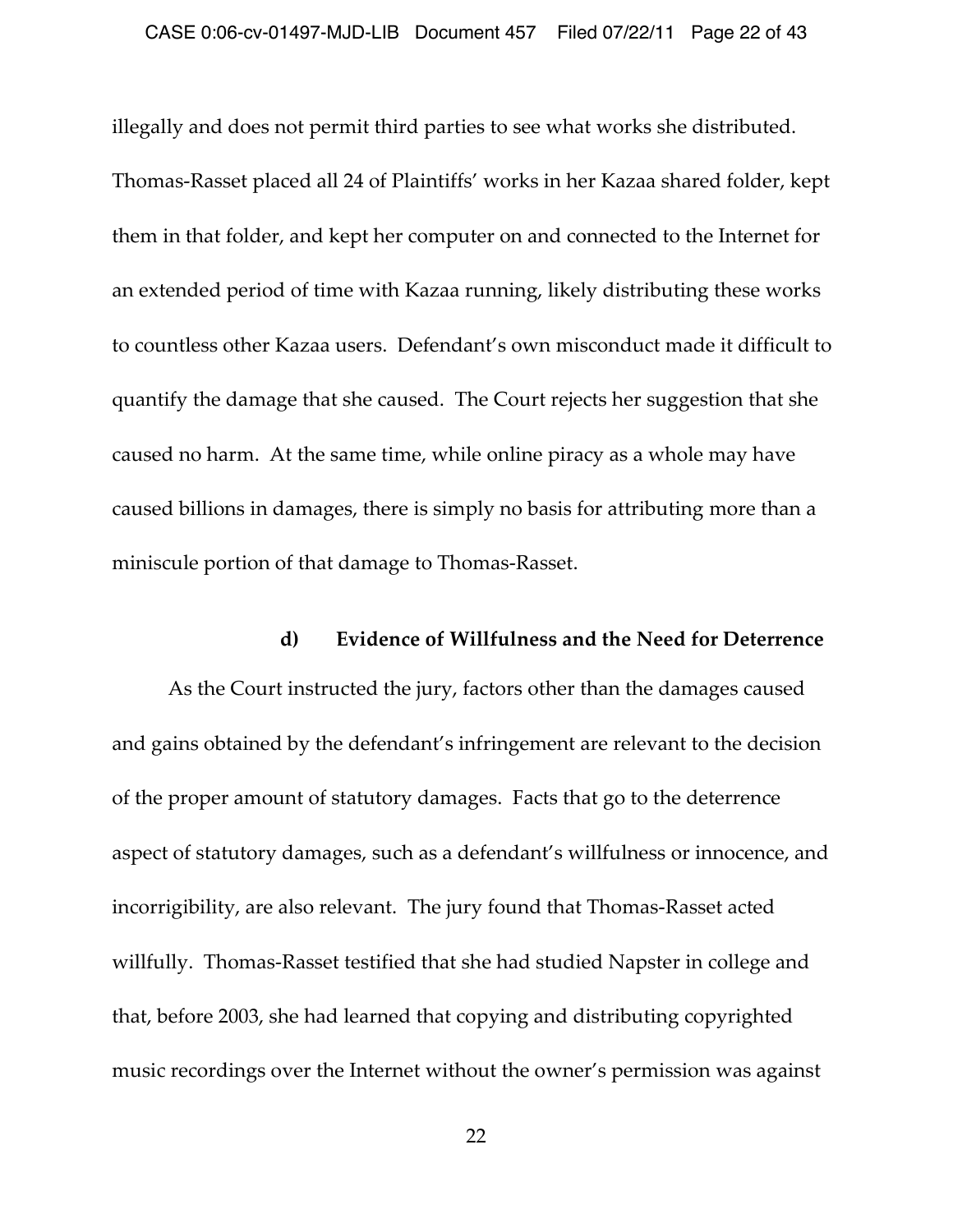illegally and does not permit third parties to see what works she distributed. Thomas-Rasset placed all 24 of Plaintiffs' works in her Kazaa shared folder, kept them in that folder, and kept her computer on and connected to the Internet for an extended period of time with Kazaa running, likely distributing these works to countless other Kazaa users. Defendant's own misconduct made it difficult to quantify the damage that she caused. The Court rejects her suggestion that she caused no harm. At the same time, while online piracy as a whole may have caused billions in damages, there is simply no basis for attributing more than a miniscule portion of that damage to Thomas-Rasset.

#### d) Evidence of Willfulness and the Need for Deterrence

As the Court instructed the jury, factors other than the damages caused and gains obtained by the defendant's infringement are relevant to the decision of the proper amount of statutory damages. Facts that go to the deterrence aspect of statutory damages, such as a defendant's willfulness or innocence, and incorrigibility, are also relevant. The jury found that Thomas-Rasset acted willfully. Thomas-Rasset testified that she had studied Napster in college and that, before 2003, she had learned that copying and distributing copyrighted music recordings over the Internet without the owner's permission was against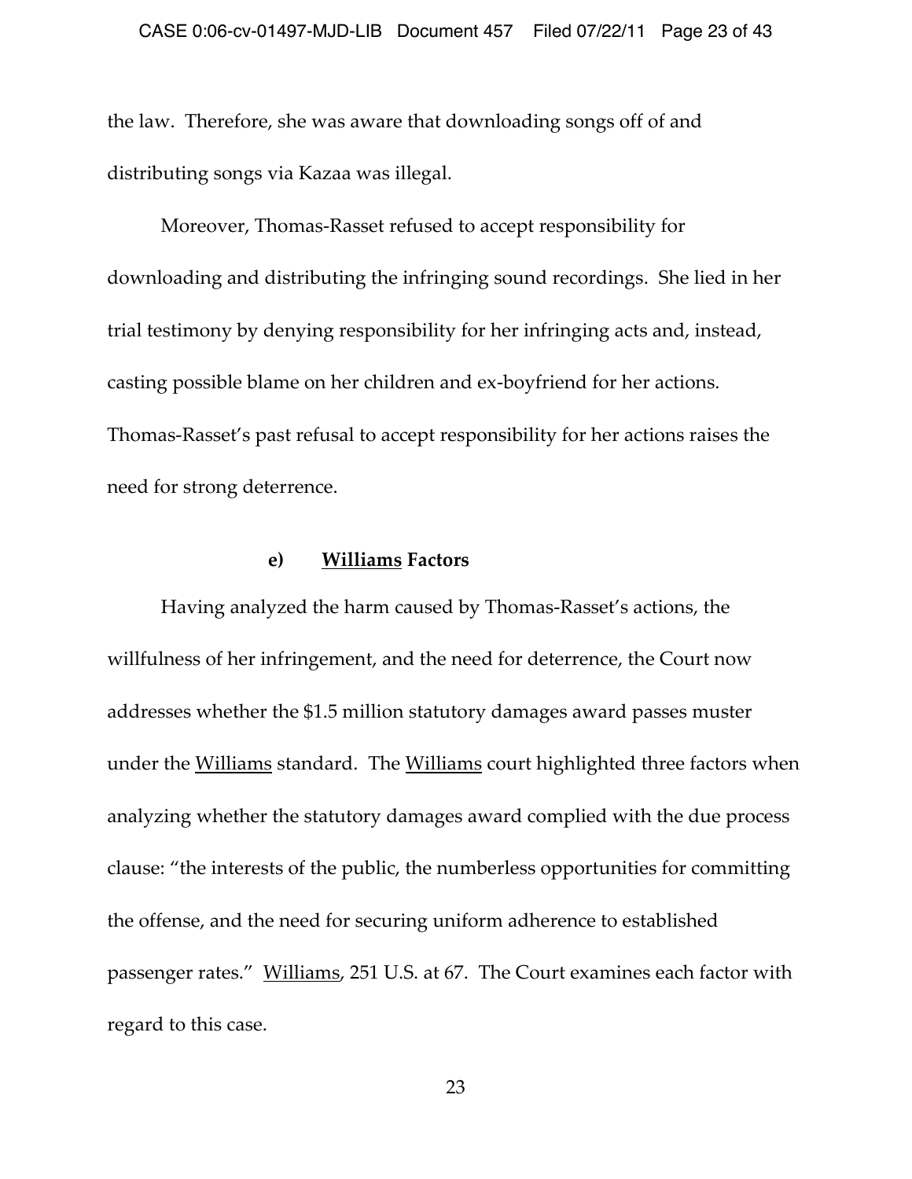the law. Therefore, she was aware that downloading songs off of and distributing songs via Kazaa was illegal.

Moreover, Thomas-Rasset refused to accept responsibility for downloading and distributing the infringing sound recordings. She lied in her trial testimony by denying responsibility for her infringing acts and, instead, casting possible blame on her children and ex-boyfriend for her actions. Thomas-Rasset's past refusal to accept responsibility for her actions raises the need for strong deterrence.

#### e) Williams Factors

Having analyzed the harm caused by Thomas-Rasset's actions, the willfulness of her infringement, and the need for deterrence, the Court now addresses whether the $1.5 million statutory damages award passes muster under the Williams standard. The Williams court highlighted three factors when analyzing whether the statutory damages award complied with the due process clause: "the interests of the public, the numberless opportunities for committing the offense, and the need for securing uniform adherence to established passenger rates." Williams, 251 U.S. at 67. The Court examines each factor with regard to this case.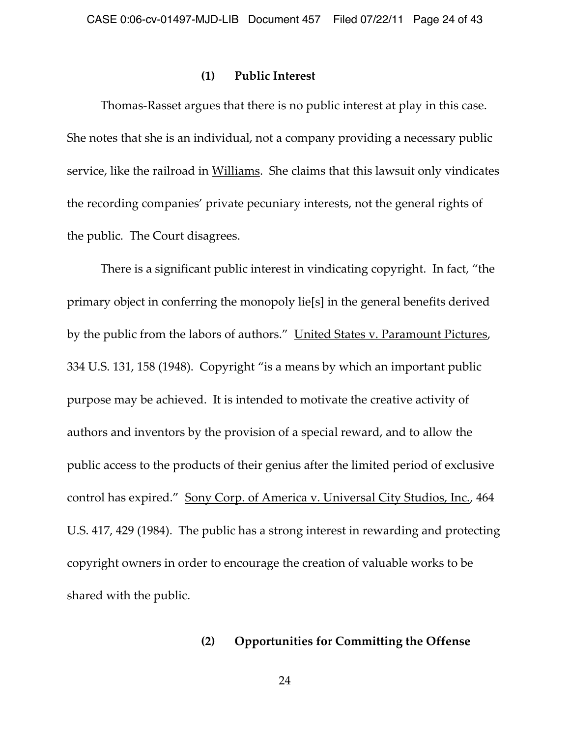### (1) Public Interest

Thomas-Rasset argues that there is no public interest at play in this case. She notes that she is an individual, not a company providing a necessary public service, like the railroad in Williams. She claims that this lawsuit only vindicates the recording companies' private pecuniary interests, not the general rights of the public. The Court disagrees.

There is a significant public interest in vindicating copyright. In fact, "the primary object in conferring the monopoly lie[s] in the general benefits derived by the public from the labors of authors." United States v. Paramount Pictures, 334 U.S. 131, 158 (1948). Copyright "is a means by which an important public purpose may be achieved. It is intended to motivate the creative activity of authors and inventors by the provision of a special reward, and to allow the public access to the products of their genius after the limited period of exclusive control has expired." Sony Corp. of America v. Universal City Studios, Inc., 464 U.S. 417, 429 (1984). The public has a strong interest in rewarding and protecting copyright owners in order to encourage the creation of valuable works to be shared with the public.

### (2) Opportunities for Committing the Offense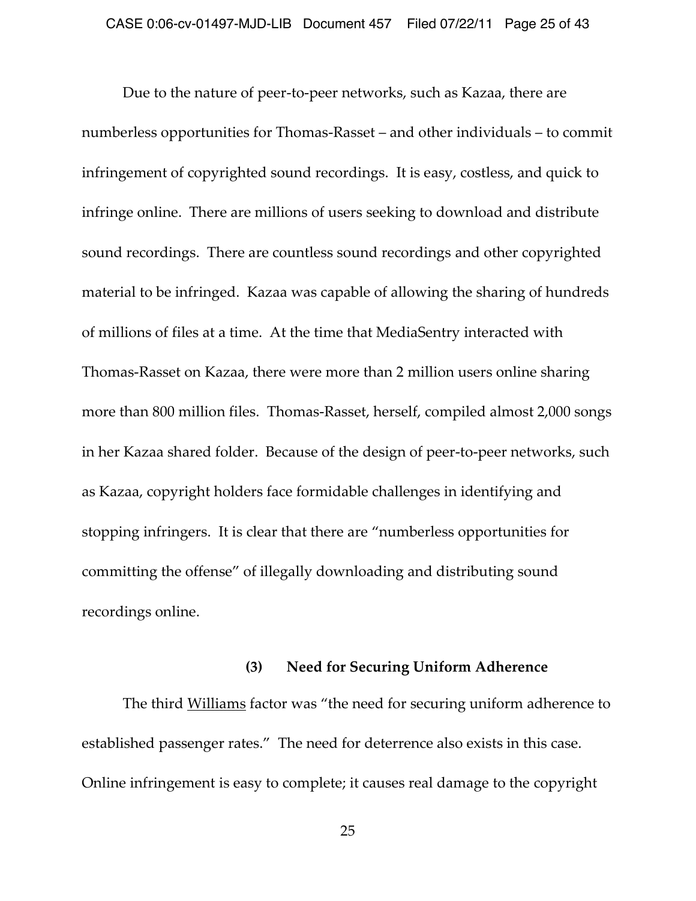Due to the nature of peer-to-peer networks, such as Kazaa, there are numberless opportunities for Thomas-Rasset – and other individuals – to commit infringement of copyrighted sound recordings. It is easy, costless, and quick to infringe online. There are millions of users seeking to download and distribute sound recordings. There are countless sound recordings and other copyrighted material to be infringed. Kazaa was capable of allowing the sharing of hundreds of millions of files at a time. At the time that MediaSentry interacted with Thomas-Rasset on Kazaa, there were more than 2 million users online sharing more than 800 million files. Thomas-Rasset, herself, compiled almost 2,000 songs in her Kazaa shared folder. Because of the design of peer-to-peer networks, such as Kazaa, copyright holders face formidable challenges in identifying and stopping infringers. It is clear that there are "numberless opportunities for committing the offense" of illegally downloading and distributing sound recordings online.

**(3) Need for Securing Uniform Adherence**

The third Williams factor was "the need for securing uniform adherence to established passenger rates." The need for deterrence also exists in this case. Online infringement is easy to complete; it causes real damage to the copyright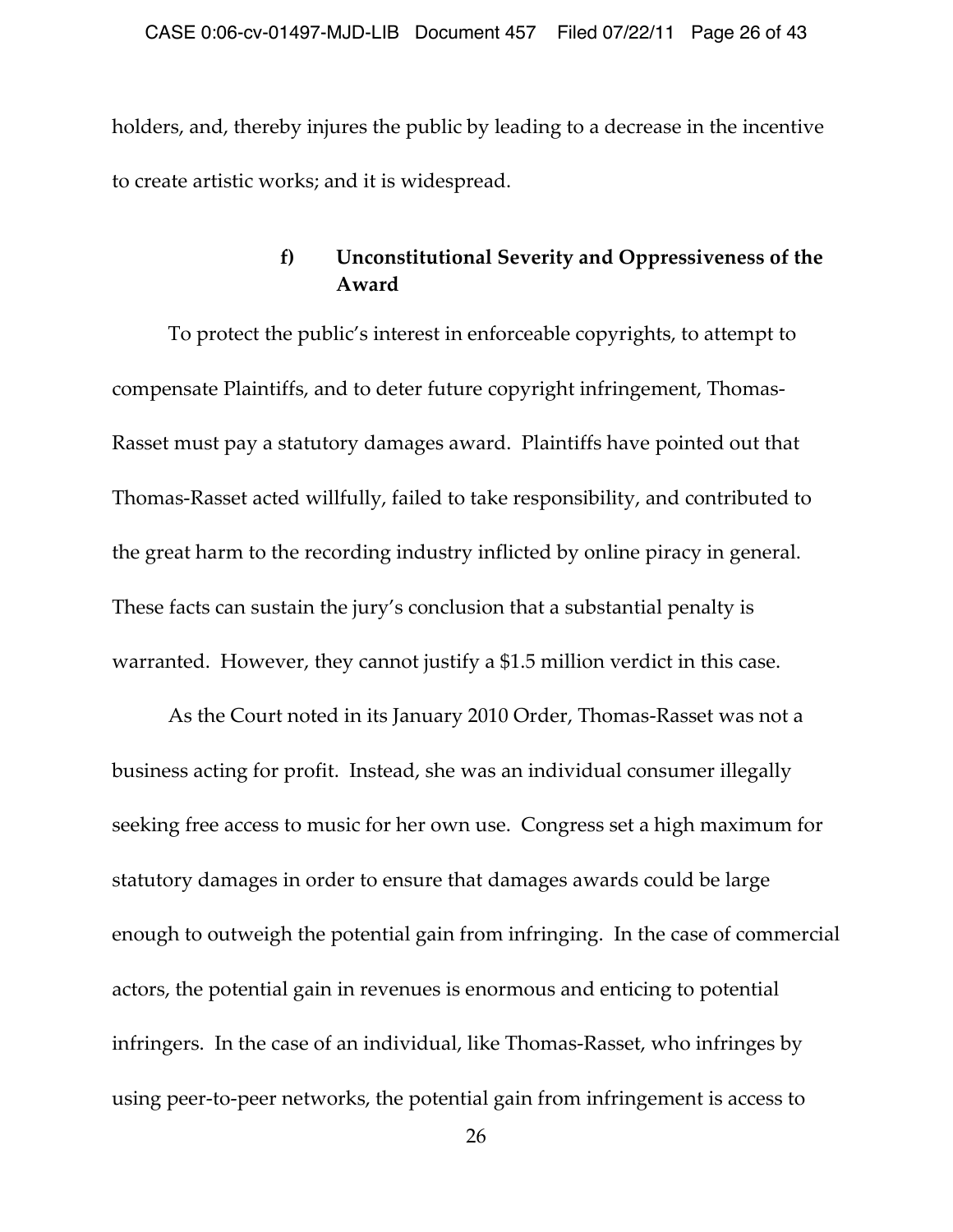holders, and, thereby injures the public by leading to a decrease in the incentive to create artistic works; and it is widespread.

#### f) Unconstitutional Severity and Oppressiveness of the Award

To protect the public's interest in enforceable copyrights, to attempt to compensate Plaintiffs, and to deter future copyright infringement, Thomas-Rasset must pay a statutory damages award. Plaintiffs have pointed out that Thomas-Rasset acted willfully, failed to take responsibility, and contributed to the great harm to the recording industry inflicted by online piracy in general. These facts can sustain the jury's conclusion that a substantial penalty is warranted. However, they cannot justify a $1.5 million verdict in this case.

As the Court noted in its January 2010 Order, Thomas-Rasset was not a business acting for profit. Instead, she was an individual consumer illegally seeking free access to music for her own use. Congress set a high maximum for statutory damages in order to ensure that damages awards could be large enough to outweigh the potential gain from infringing. In the case of commercial actors, the potential gain in revenues is enormous and enticing to potential infringers. In the case of an individual, like Thomas-Rasset, who infringes by using peer-to-peer networks, the potential gain from infringement is access to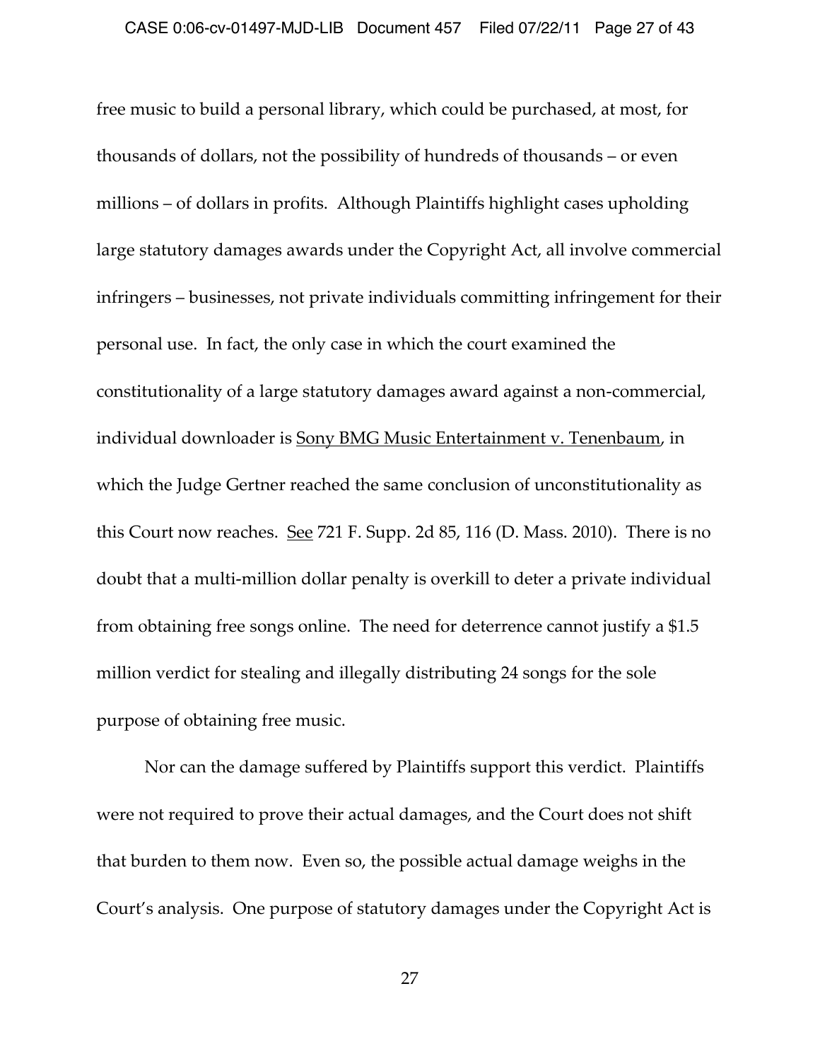free music to build a personal library, which could be purchased, at most, for thousands of dollars, not the possibility of hundreds of thousands – or even millions – of dollars in profits. Although Plaintiffs highlight cases upholding large statutory damages awards under the Copyright Act, all involve commercial infringers – businesses, not private individuals committing infringement for their personal use. In fact, the only case in which the court examined the constitutionality of a large statutory damages award against a non-commercial, individual downloader is Sony BMG Music Entertainment v. Tenenbaum, in which the Judge Gertner reached the same conclusion of unconstitutionality as this Court now reaches. See 721 F. Supp. 2d 85, 116 (D. Mass. 2010). There is no doubt that a multi-million dollar penalty is overkill to deter a private individual from obtaining free songs online. The need for deterrence cannot justify a $1.5 million verdict for stealing and illegally distributing 24 songs for the sole purpose of obtaining free music.

Nor can the damage suffered by Plaintiffs support this verdict. Plaintiffs were not required to prove their actual damages, and the Court does not shift that burden to them now. Even so, the possible actual damage weighs in the Court's analysis. One purpose of statutory damages under the Copyright Act is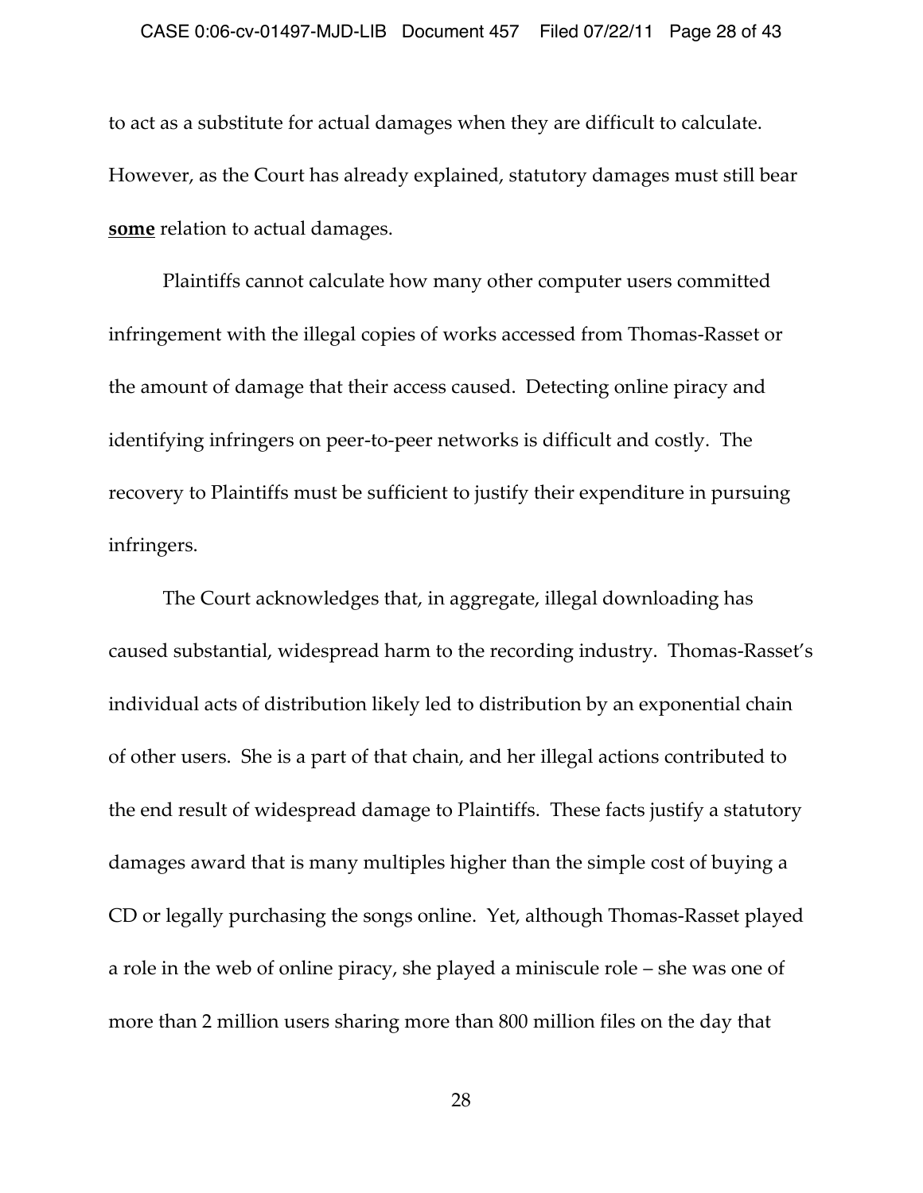to act as a substitute for actual damages when they are difficult to calculate. However, as the Court has already explained, statutory damages must still bear **some** relation to actual damages.

Plaintiffs cannot calculate how many other computer users committed infringement with the illegal copies of works accessed from Thomas-Rasset or the amount of damage that their access caused. Detecting online piracy and identifying infringers on peer-to-peer networks is difficult and costly. The recovery to Plaintiffs must be sufficient to justify their expenditure in pursuing infringers.

The Court acknowledges that, in aggregate, illegal downloading has caused substantial, widespread harm to the recording industry. Thomas-Rasset's individual acts of distribution likely led to distribution by an exponential chain of other users. She is a part of that chain, and her illegal actions contributed to the end result of widespread damage to Plaintiffs. These facts justify a statutory damages award that is many multiples higher than the simple cost of buying a CD or legally purchasing the songs online. Yet, although Thomas-Rasset played a role in the web of online piracy, she played a miniscule role – she was one of more than 2 million users sharing more than 800 million files on the day that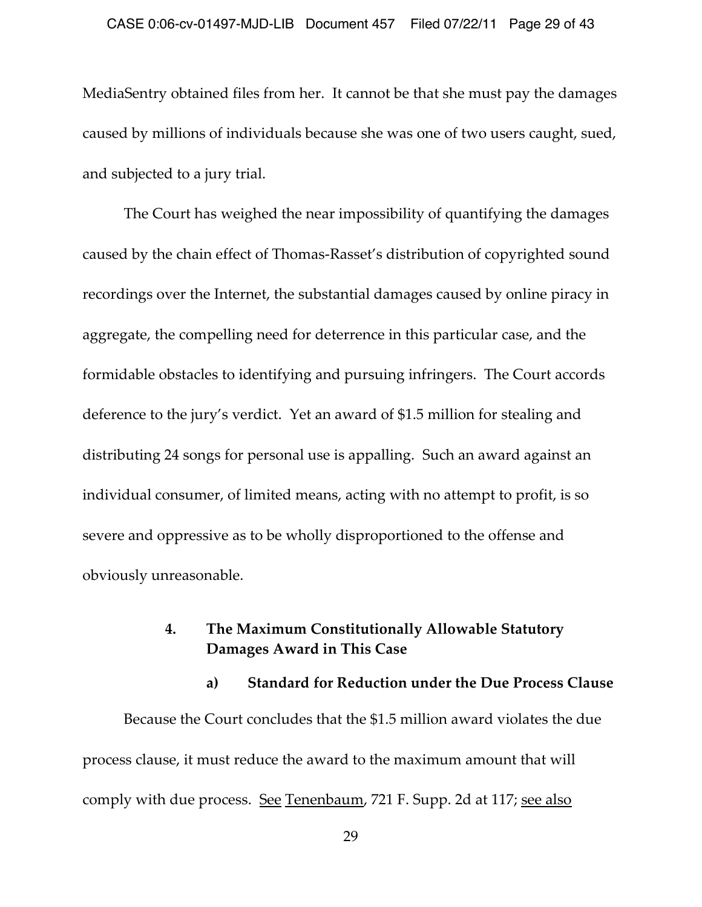MediaSentry obtained files from her. It cannot be that she must pay the damages caused by millions of individuals because she was one of two users caught, sued, and subjected to a jury trial.

The Court has weighed the near impossibility of quantifying the damages caused by the chain effect of Thomas-Rasset's distribution of copyrighted sound recordings over the Internet, the substantial damages caused by online piracy in aggregate, the compelling need for deterrence in this particular case, and the formidable obstacles to identifying and pursuing infringers. The Court accords deference to the jury's verdict. Yet an award of $1.5 million for stealing and distributing 24 songs for personal use is appalling. Such an award against an individual consumer, of limited means, acting with no attempt to profit, is so severe and oppressive as to be wholly disproportioned to the offense and obviously unreasonable.

### 4. The Maximum Constitutionally Allowable Statutory Damages Award in This Case

#### a) Standard for Reduction under the Due Process Clause

Because the Court concludes that the $1.5 million award violates the due process clause, it must reduce the award to the maximum amount that will comply with due process. See Tenenbaum, 721 F. Supp. 2d at 117; see also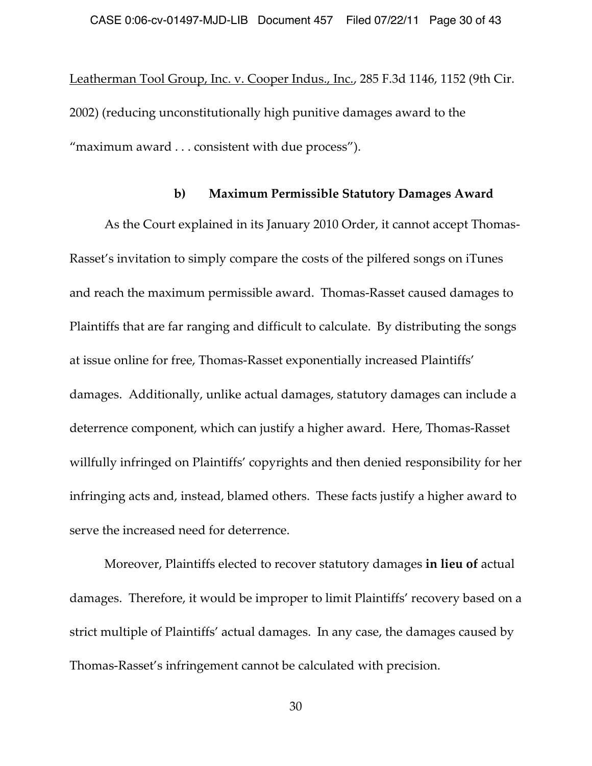Leatherman Tool Group, Inc. v. Cooper Indus., Inc., 285 F.3d 1146, 1152 (9th Cir. 2002) (reducing unconstitutionally high punitive damages award to the "maximum award . . . consistent with due process").

#### b) Maximum Permissible Statutory Damages Award

As the Court explained in its January 2010 Order, it cannot accept Thomas-Rasset's invitation to simply compare the costs of the pilfered songs on iTunes and reach the maximum permissible award. Thomas-Rasset caused damages to Plaintiffs that are far ranging and difficult to calculate. By distributing the songs at issue online for free, Thomas-Rasset exponentially increased Plaintiffs' damages. Additionally, unlike actual damages, statutory damages can include a deterrence component, which can justify a higher award. Here, Thomas-Rasset willfully infringed on Plaintiffs' copyrights and then denied responsibility for her infringing acts and, instead, blamed others. These facts justify a higher award to serve the increased need for deterrence.

Moreover, Plaintiffs elected to recover statutory damages **in lieu of** actual damages. Therefore, it would be improper to limit Plaintiffs' recovery based on a strict multiple of Plaintiffs' actual damages. In any case, the damages caused by Thomas-Rasset's infringement cannot be calculated with precision.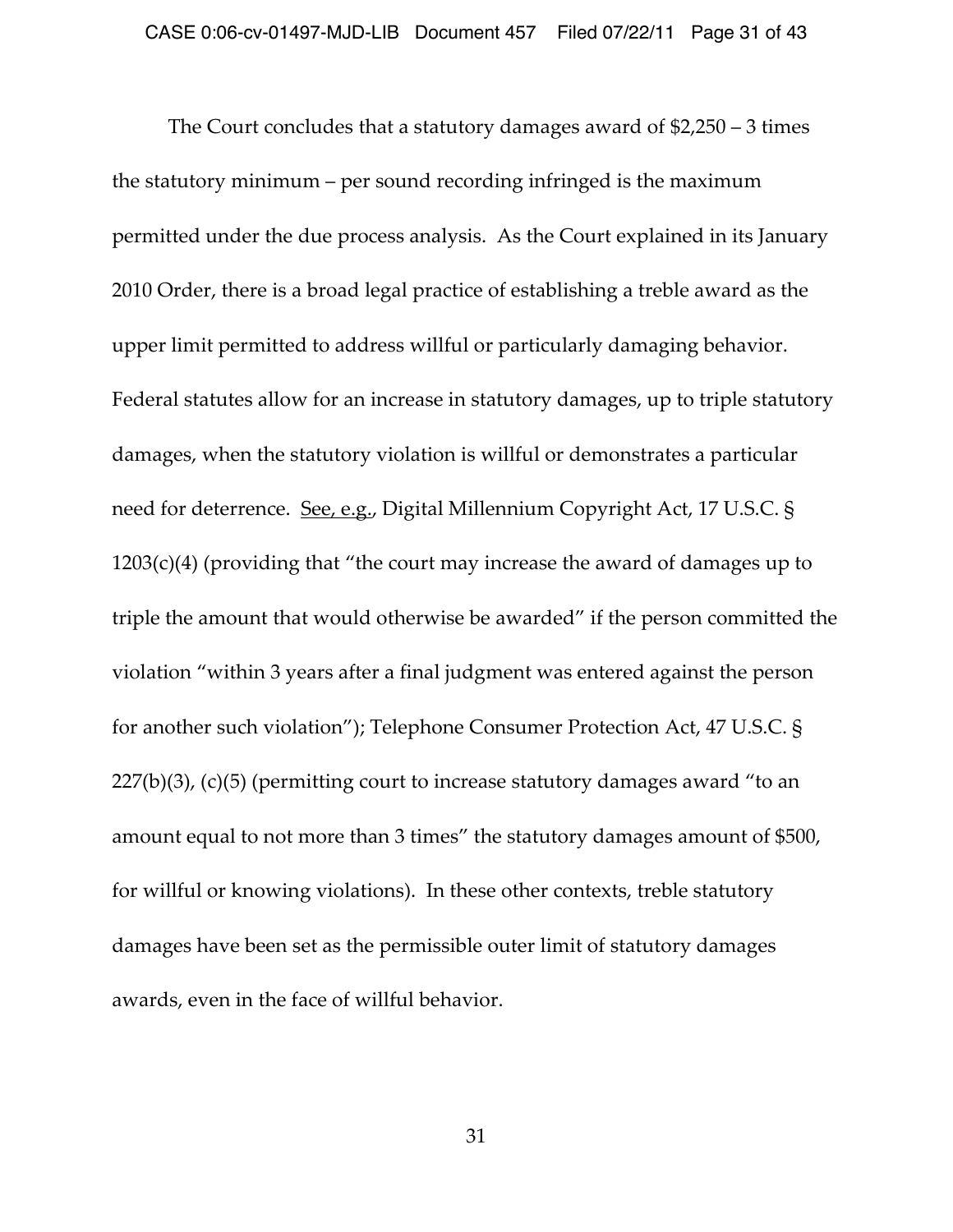The Court concludes that a statutory damages award of $2,250 – 3 times the statutory minimum – per sound recording infringed is the maximum permitted under the due process analysis. As the Court explained in its January 2010 Order, there is a broad legal practice of establishing a treble award as the upper limit permitted to address willful or particularly damaging behavior. Federal statutes allow for an increase in statutory damages, up to triple statutory damages, when the statutory violation is willful or demonstrates a particular need for deterrence. See, e.g., Digital Millennium Copyright Act, 17 U.S.C. § 1203(c)(4) (providing that "the court may increase the award of damages up to triple the amount that would otherwise be awarded" if the person committed the violation "within 3 years after a final judgment was entered against the person for another such violation"); Telephone Consumer Protection Act, 47 U.S.C. § 227(b)(3), (c)(5) (permitting court to increase statutory damages award "to an amount equal to not more than 3 times" the statutory damages amount of $500, for willful or knowing violations). In these other contexts, treble statutory damages have been set as the permissible outer limit of statutory damages awards, even in the face of willful behavior.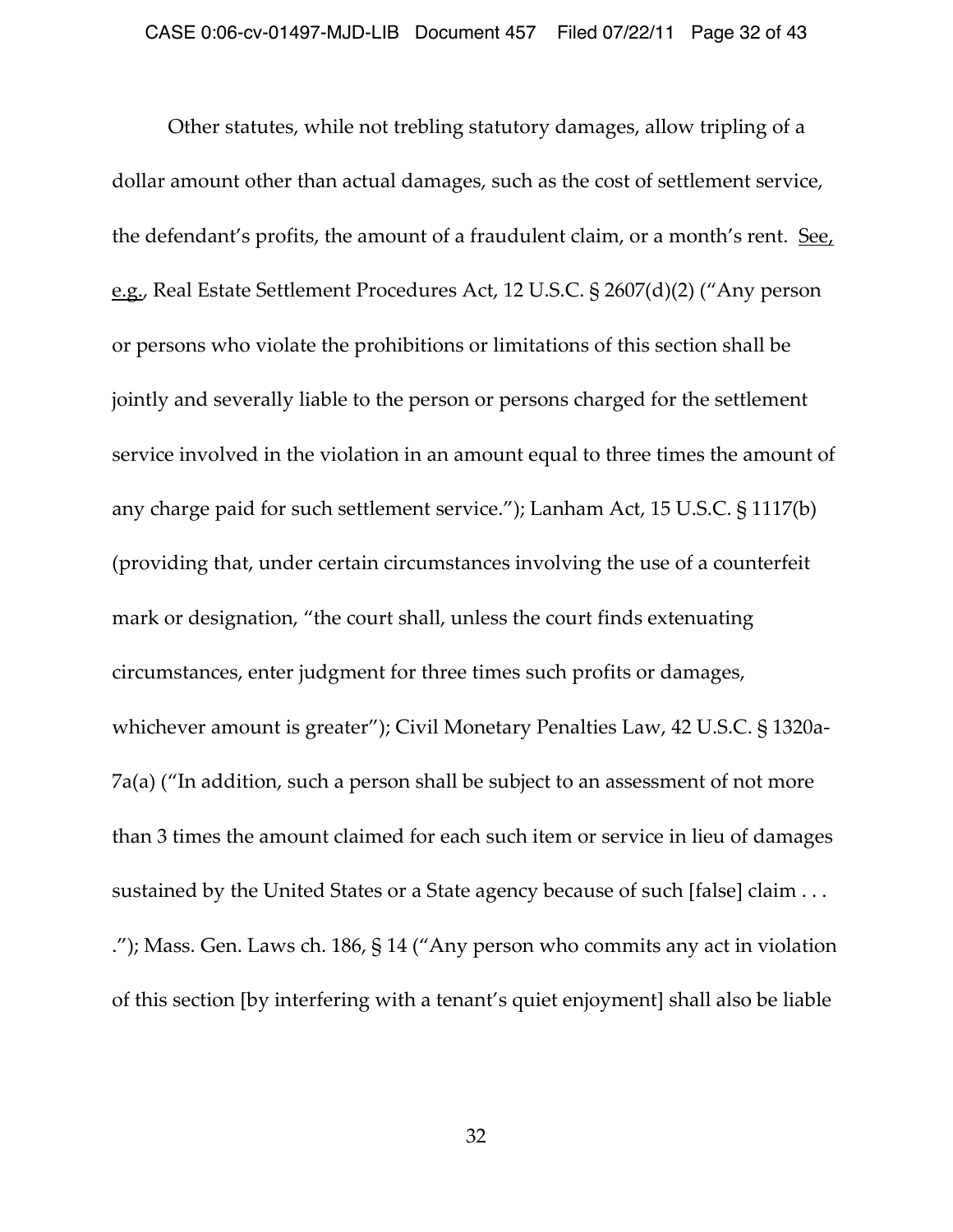Other statutes, while not trebling statutory damages, allow tripling of a dollar amount other than actual damages, such as the cost of settlement service, the defendant's profits, the amount of a fraudulent claim, or a month's rent. See, e.g., Real Estate Settlement Procedures Act, 12 U.S.C. § 2607(d)(2) ("Any person or persons who violate the prohibitions or limitations of this section shall be jointly and severally liable to the person or persons charged for the settlement service involved in the violation in an amount equal to three times the amount of any charge paid for such settlement service."); Lanham Act, 15 U.S.C. § 1117(b) (providing that, under certain circumstances involving the use of a counterfeit mark or designation, "the court shall, unless the court finds extenuating circumstances, enter judgment for three times such profits or damages, whichever amount is greater"); Civil Monetary Penalties Law, 42 U.S.C. § 1320a-7a(a) ("In addition, such a person shall be subject to an assessment of not more than 3 times the amount claimed for each such item or service in lieu of damages sustained by the United States or a State agency because of such [false] claim . . . ."); Mass. Gen. Laws ch. 186, § 14 ("Any person who commits any act in violation of this section [by interfering with a tenant's quiet enjoyment] shall also be liable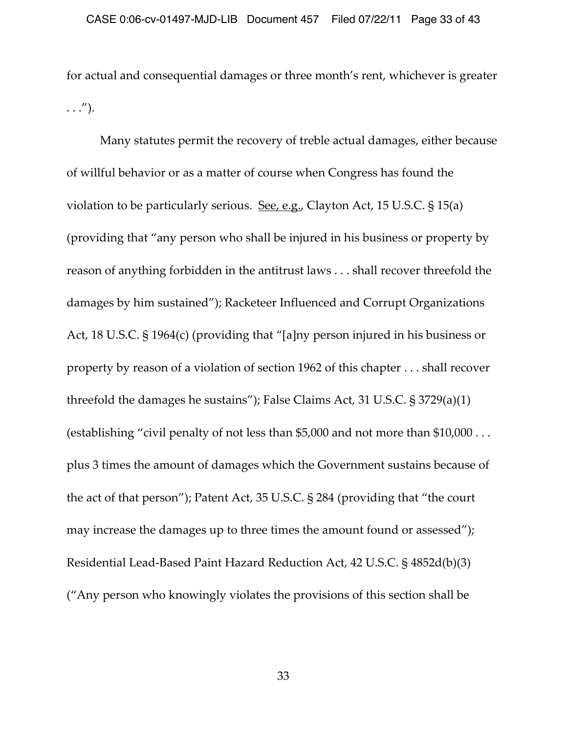for actual and consequential damages or three month's rent, whichever is greater . . .").

Many statutes permit the recovery of treble actual damages, either because of willful behavior or as a matter of course when Congress has found the violation to be particularly serious. See, e.g., Clayton Act, 15 U.S.C. § 15(a) (providing that "any person who shall be injured in his business or property by reason of anything forbidden in the antitrust laws . . . shall recover threefold the damages by him sustained"); Racketeer Influenced and Corrupt Organizations Act, 18 U.S.C. § 1964(c) (providing that "[a]ny person injured in his business or property by reason of a violation of section 1962 of this chapter . . . shall recover threefold the damages he sustains"); False Claims Act, 31 U.S.C. § 3729(a)(1) (establishing "civil penalty of not less than $5,000 and not more than $10,000 . . . plus 3 times the amount of damages which the Government sustains because of the act of that person"); Patent Act, 35 U.S.C. § 284 (providing that "the court may increase the damages up to three times the amount found or assessed"); Residential Lead-Based Paint Hazard Reduction Act, 42 U.S.C. § 4852d(b)(3) ("Any person who knowingly violates the provisions of this section shall be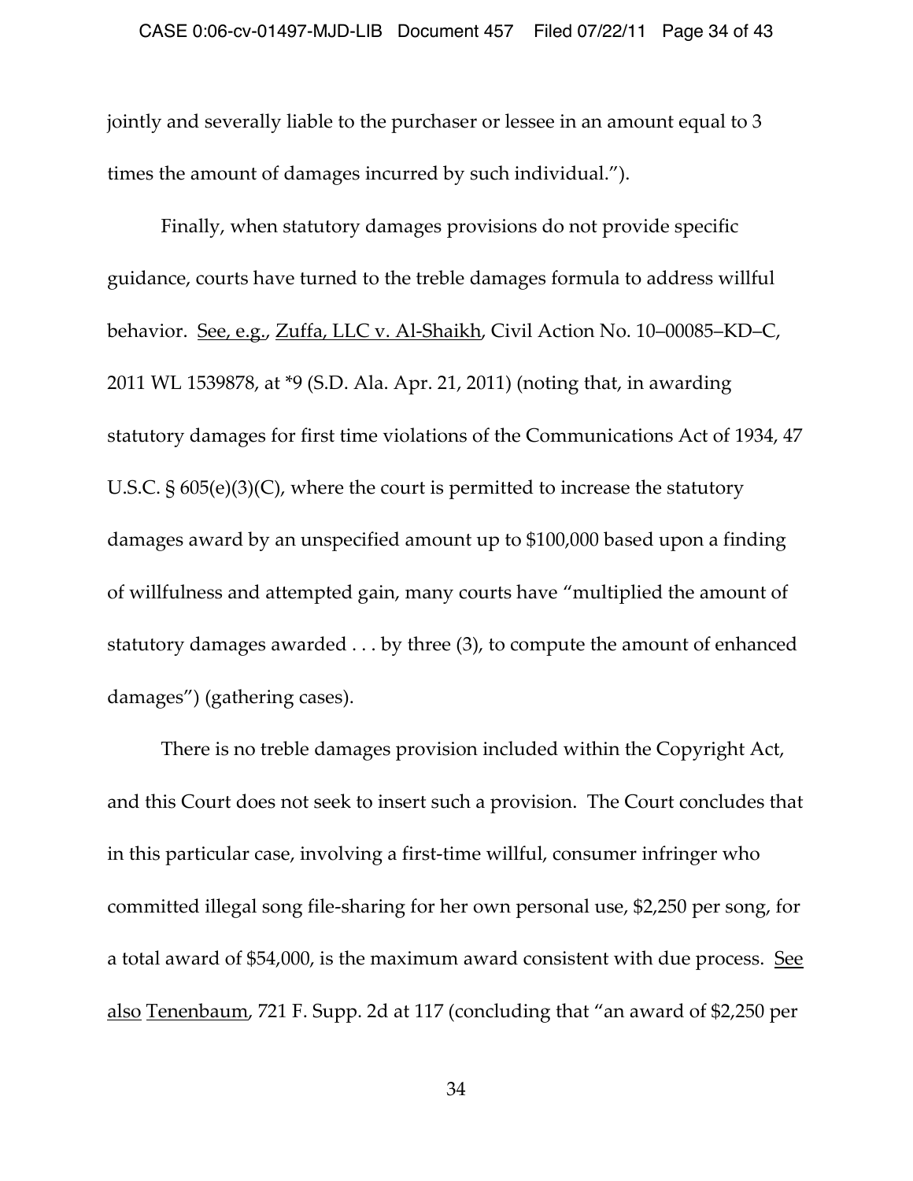jointly and severally liable to the purchaser or lessee in an amount equal to 3 times the amount of damages incurred by such individual.").

Finally, when statutory damages provisions do not provide specific guidance, courts have turned to the treble damages formula to address willful behavior. See, e.g., Zuffa, LLC v. Al-Shaikh, Civil Action No. 10–00085–KD–C, 2011 WL 1539878, at *9 (S.D. Ala. Apr. 21, 2011) (noting that, in awarding statutory damages for first time violations of the Communications Act of 1934, 47 U.S.C. § 605(e)(3)(C), where the court is permitted to increase the statutory damages award by an unspecified amount up to $100,000 based upon a finding of willfulness and attempted gain, many courts have "multiplied the amount of statutory damages awarded . . . by three (3), to compute the amount of enhanced damages") (gathering cases).

There is no treble damages provision included within the Copyright Act, and this Court does not seek to insert such a provision. The Court concludes that in this particular case, involving a first-time willful, consumer infringer who committed illegal song file-sharing for her own personal use, $2,250 per song, for a total award of $54,000, is the maximum award consistent with due process. See also Tenenbaum, 721 F. Supp. 2d at 117 (concluding that "an award of $2,250 per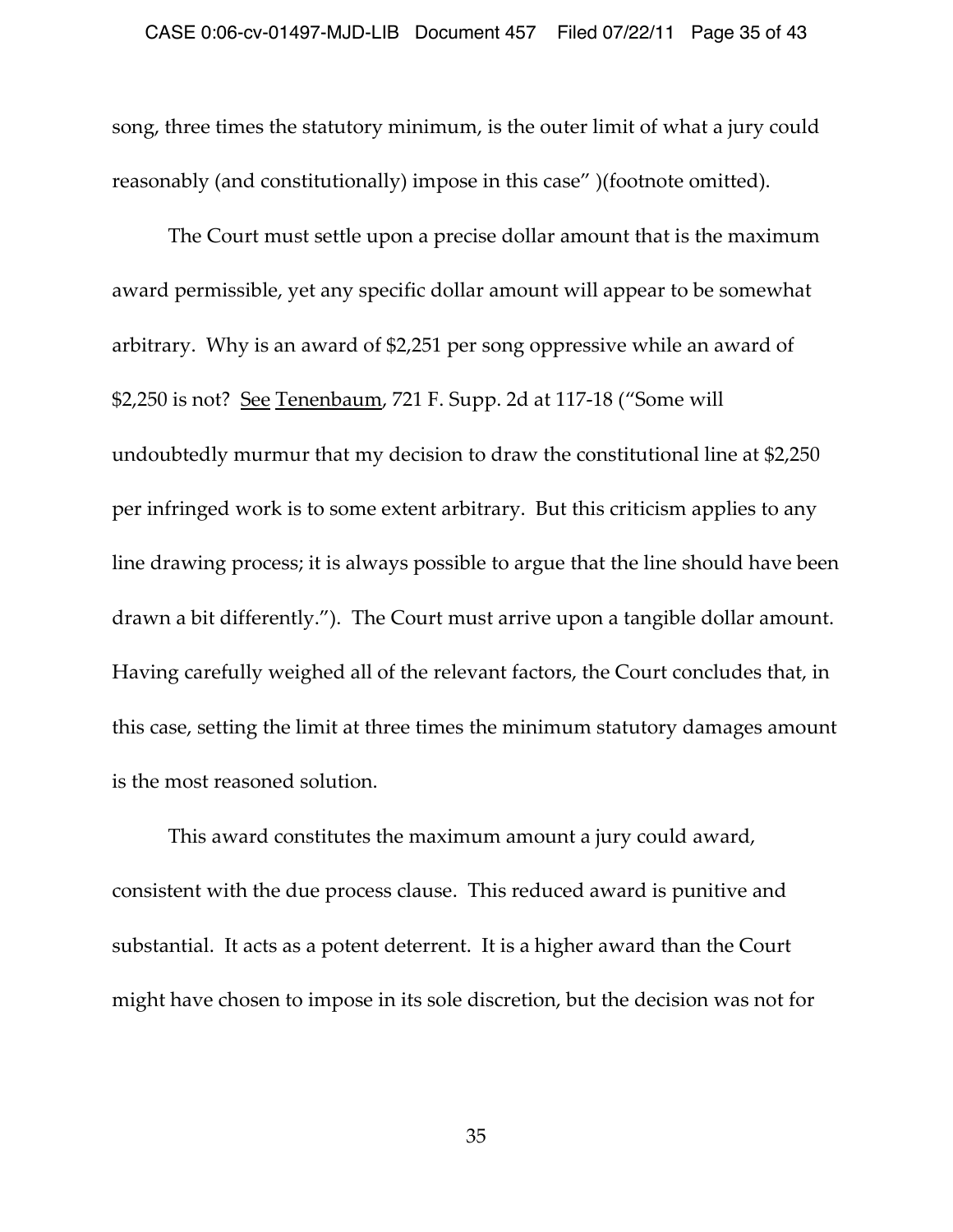song, three times the statutory minimum, is the outer limit of what a jury could reasonably (and constitutionally) impose in this case" )(footnote omitted).

The Court must settle upon a precise dollar amount that is the maximum award permissible, yet any specific dollar amount will appear to be somewhat arbitrary. Why is an award of $2,251 per song oppressive while an award of $2,250 is not? See Tenenbaum, 721 F. Supp. 2d at 117-18 ("Some will undoubtedly murmur that my decision to draw the constitutional line at $2,250 per infringed work is to some extent arbitrary. But this criticism applies to any line drawing process; it is always possible to argue that the line should have been drawn a bit differently."). The Court must arrive upon a tangible dollar amount. Having carefully weighed all of the relevant factors, the Court concludes that, in this case, setting the limit at three times the minimum statutory damages amount is the most reasoned solution.

This award constitutes the maximum amount a jury could award, consistent with the due process clause. This reduced award is punitive and substantial. It acts as a potent deterrent. It is a higher award than the Court might have chosen to impose in its sole discretion, but the decision was not for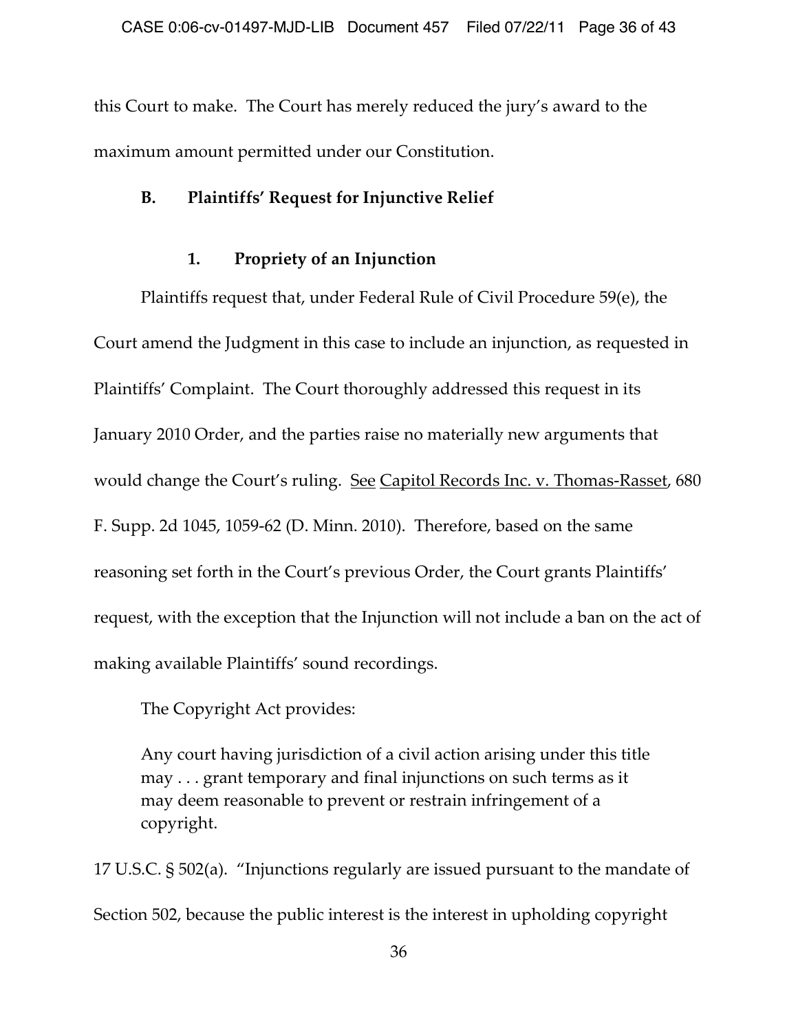this Court to make. The Court has merely reduced the jury's award to the maximum amount permitted under our Constitution.

### B. Plaintiffs' Request for Injunctive Relief

#### 1. Propriety of an Injunction

Plaintiffs request that, under Federal Rule of Civil Procedure 59(e), the Court amend the Judgment in this case to include an injunction, as requested in Plaintiffs' Complaint. The Court thoroughly addressed this request in its January 2010 Order, and the parties raise no materially new arguments that would change the Court's ruling. See Capitol Records Inc. v. Thomas-Rasset, 680 F. Supp. 2d 1045, 1059-62 (D. Minn. 2010). Therefore, based on the same reasoning set forth in the Court's previous Order, the Court grants Plaintiffs' request, with the exception that the Injunction will not include a ban on the act of making available Plaintiffs' sound recordings.

The Copyright Act provides:

> Any court having jurisdiction of a civil action arising under this title may . . . grant temporary and final injunctions on such terms as it may deem reasonable to prevent or restrain infringement of a copyright.

17 U.S.C. § 502(a). "Injunctions regularly are issued pursuant to the mandate of Section 502, because the public interest is the interest in upholding copyright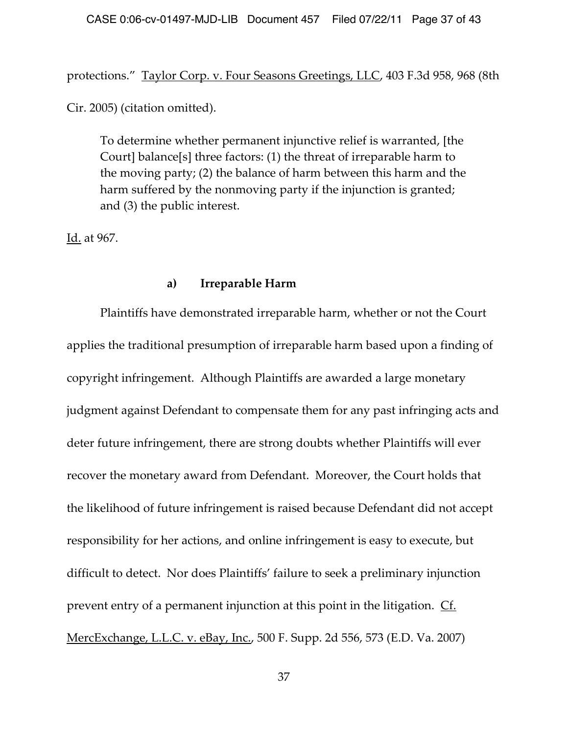protections." Taylor Corp. v. Four Seasons Greetings, LLC, 403 F.3d 958, 968 (8th Cir. 2005) (citation omitted).

> To determine whether permanent injunctive relief is warranted, [the Court] balance[s] three factors: (1) the threat of irreparable harm to the moving party; (2) the balance of harm between this harm and the harm suffered by the nonmoving party if the injunction is granted; and (3) the public interest.

Id. at 967.

#### a) Irreparable Harm

Plaintiffs have demonstrated irreparable harm, whether or not the Court applies the traditional presumption of irreparable harm based upon a finding of copyright infringement. Although Plaintiffs are awarded a large monetary judgment against Defendant to compensate them for any past infringing acts and deter future infringement, there are strong doubts whether Plaintiffs will ever recover the monetary award from Defendant. Moreover, the Court holds that the likelihood of future infringement is raised because Defendant did not accept responsibility for her actions, and online infringement is easy to execute, but difficult to detect. Nor does Plaintiffs' failure to seek a preliminary injunction prevent entry of a permanent injunction at this point in the litigation. Cf. MercExchange, L.L.C. v. eBay, Inc., 500 F. Supp. 2d 556, 573 (E.D. Va. 2007)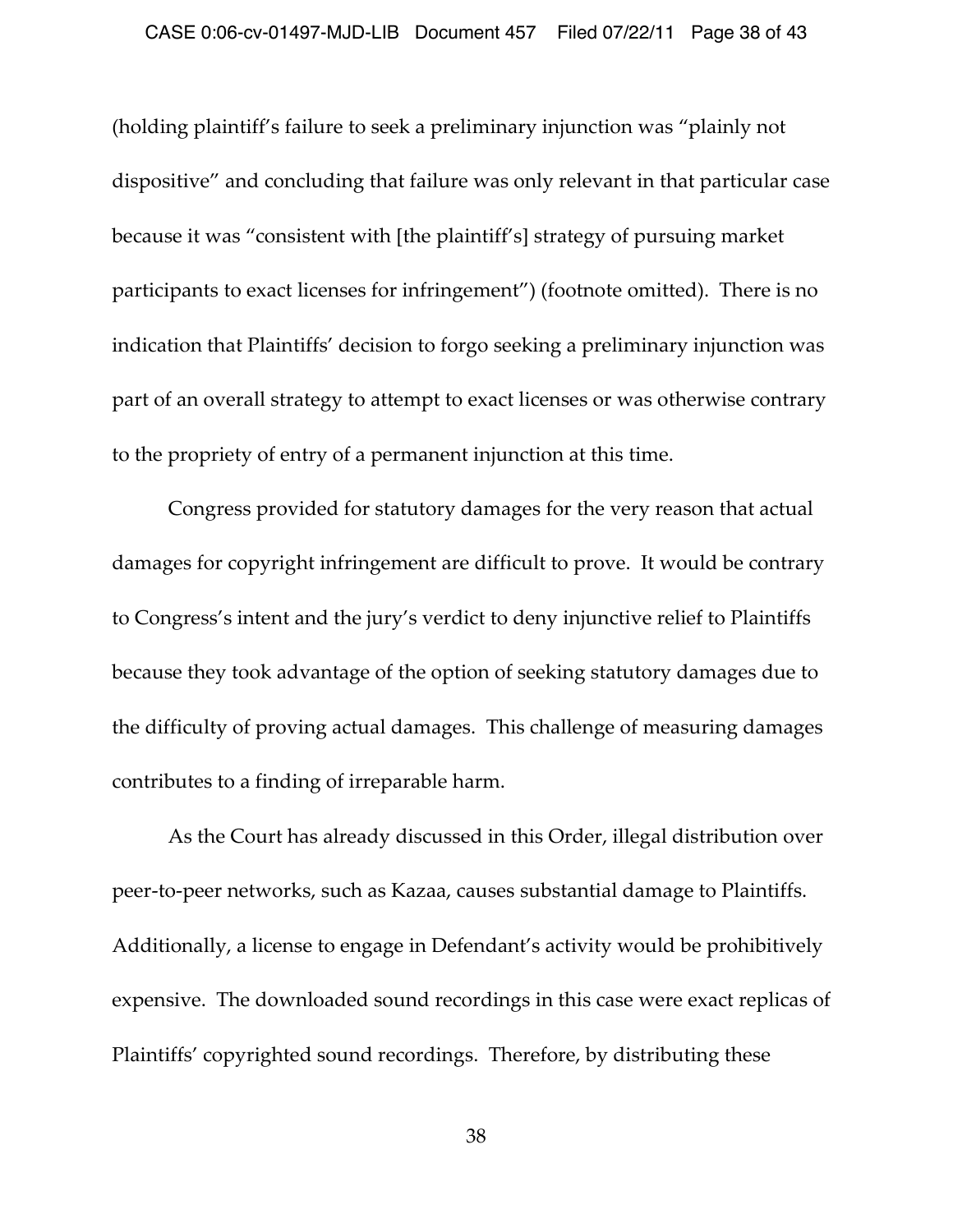(holding plaintiff's failure to seek a preliminary injunction was "plainly not dispositive" and concluding that failure was only relevant in that particular case because it was "consistent with [the plaintiff's] strategy of pursuing market participants to exact licenses for infringement") (footnote omitted). There is no indication that Plaintiffs' decision to forgo seeking a preliminary injunction was part of an overall strategy to attempt to exact licenses or was otherwise contrary to the propriety of entry of a permanent injunction at this time.

Congress provided for statutory damages for the very reason that actual damages for copyright infringement are difficult to prove. It would be contrary to Congress's intent and the jury's verdict to deny injunctive relief to Plaintiffs because they took advantage of the option of seeking statutory damages due to the difficulty of proving actual damages. This challenge of measuring damages contributes to a finding of irreparable harm.

As the Court has already discussed in this Order, illegal distribution over peer-to-peer networks, such as Kazaa, causes substantial damage to Plaintiffs. Additionally, a license to engage in Defendant's activity would be prohibitively expensive. The downloaded sound recordings in this case were exact replicas of Plaintiffs' copyrighted sound recordings. Therefore, by distributing these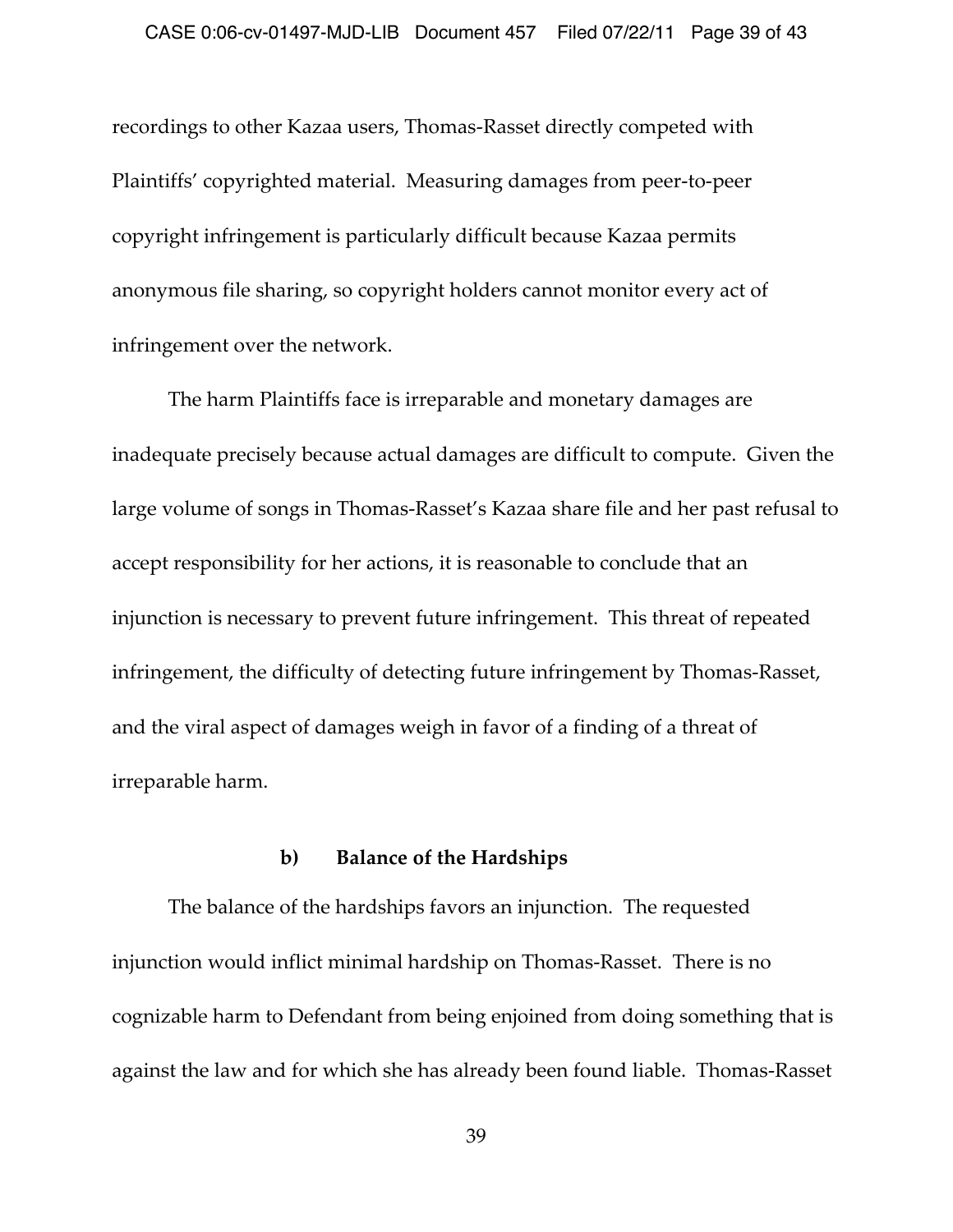recordings to other Kazaa users, Thomas-Rasset directly competed with Plaintiffs' copyrighted material. Measuring damages from peer-to-peer copyright infringement is particularly difficult because Kazaa permits anonymous file sharing, so copyright holders cannot monitor every act of infringement over the network.

The harm Plaintiffs face is irreparable and monetary damages are inadequate precisely because actual damages are difficult to compute. Given the large volume of songs in Thomas-Rasset's Kazaa share file and her past refusal to accept responsibility for her actions, it is reasonable to conclude that an injunction is necessary to prevent future infringement. This threat of repeated infringement, the difficulty of detecting future infringement by Thomas-Rasset, and the viral aspect of damages weigh in favor of a finding of a threat of irreparable harm.

### b) Balance of the Hardships

The balance of the hardships favors an injunction. The requested injunction would inflict minimal hardship on Thomas-Rasset. There is no cognizable harm to Defendant from being enjoined from doing something that is against the law and for which she has already been found liable. Thomas-Rasset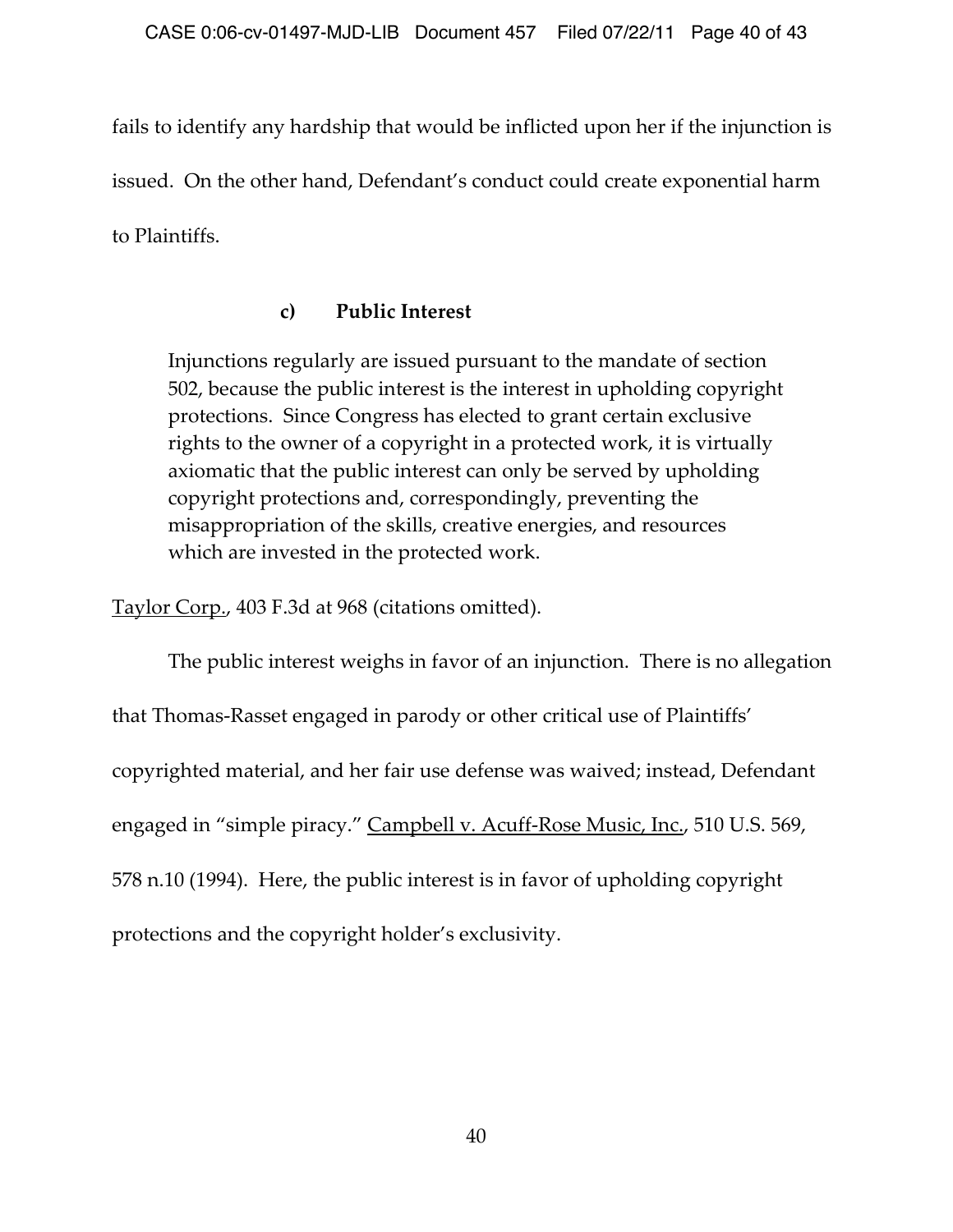fails to identify any hardship that would be inflicted upon her if the injunction is issued. On the other hand, Defendant's conduct could create exponential harm to Plaintiffs.

#### c) Public Interest

> Injunctions regularly are issued pursuant to the mandate of section 502, because the public interest is the interest in upholding copyright protections. Since Congress has elected to grant certain exclusive rights to the owner of a copyright in a protected work, it is virtually axiomatic that the public interest can only be served by upholding copyright protections and, correspondingly, preventing the misappropriation of the skills, creative energies, and resources which are invested in the protected work.

Taylor Corp., 403 F.3d at 968 (citations omitted).

The public interest weighs in favor of an injunction. There is no allegation that Thomas-Rasset engaged in parody or other critical use of Plaintiffs' copyrighted material, and her fair use defense was waived; instead, Defendant engaged in "simple piracy." Campbell v. Acuff-Rose Music, Inc., 510 U.S. 569, 578 n.10 (1994). Here, the public interest is in favor of upholding copyright protections and the copyright holder's exclusivity.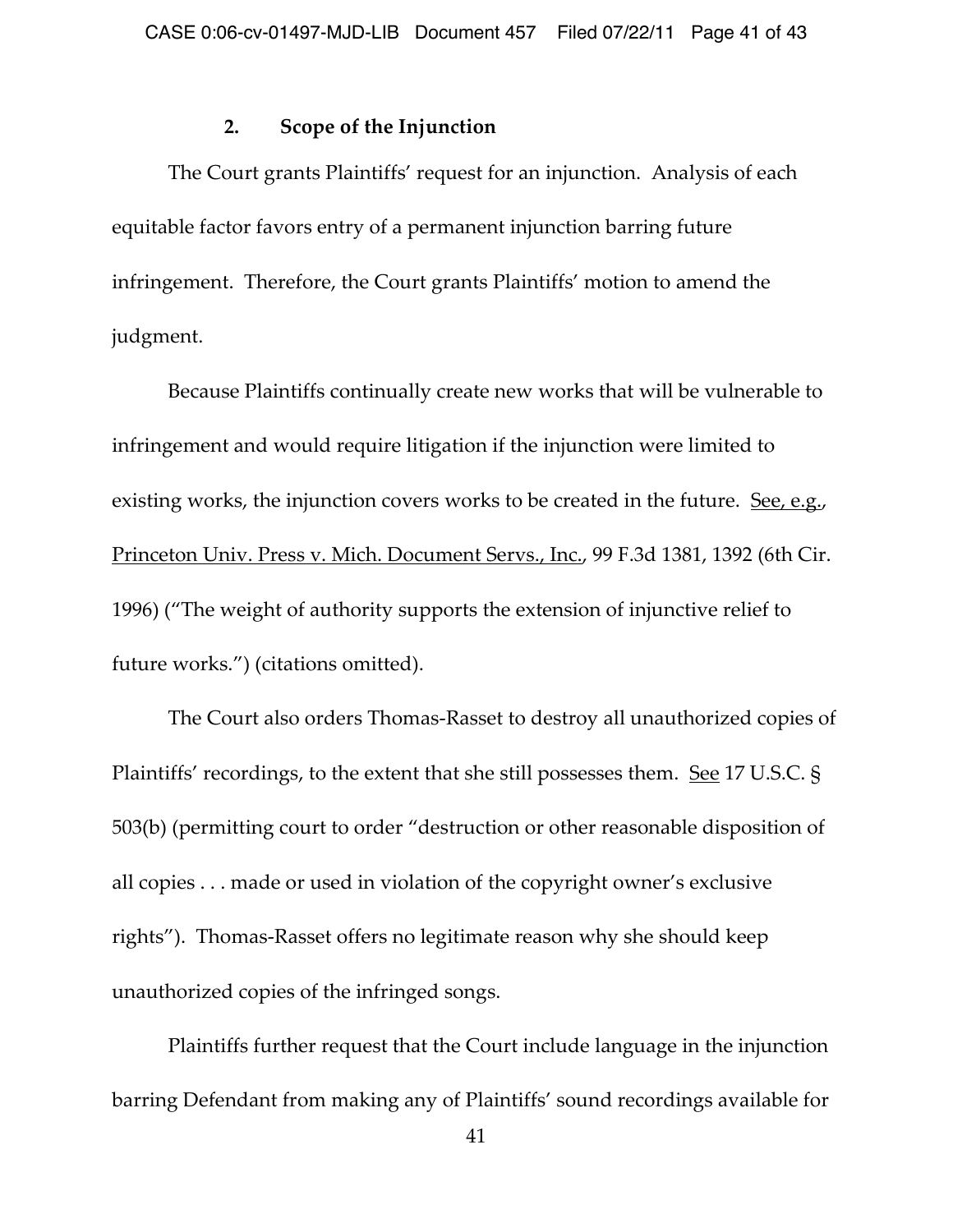### 2. Scope of the Injunction

The Court grants Plaintiffs' request for an injunction. Analysis of each equitable factor favors entry of a permanent injunction barring future infringement. Therefore, the Court grants Plaintiffs' motion to amend the judgment.

Because Plaintiffs continually create new works that will be vulnerable to infringement and would require litigation if the injunction were limited to existing works, the injunction covers works to be created in the future. See, e.g., Princeton Univ. Press v. Mich. Document Servs., Inc., 99 F.3d 1381, 1392 (6th Cir. 1996) ("The weight of authority supports the extension of injunctive relief to future works.") (citations omitted).

The Court also orders Thomas-Rasset to destroy all unauthorized copies of Plaintiffs' recordings, to the extent that she still possesses them. See 17 U.S.C. § 503(b) (permitting court to order "destruction or other reasonable disposition of all copies . . . made or used in violation of the copyright owner's exclusive rights"). Thomas-Rasset offers no legitimate reason why she should keep unauthorized copies of the infringed songs.

Plaintiffs further request that the Court include language in the injunction barring Defendant from making any of Plaintiffs' sound recordings available for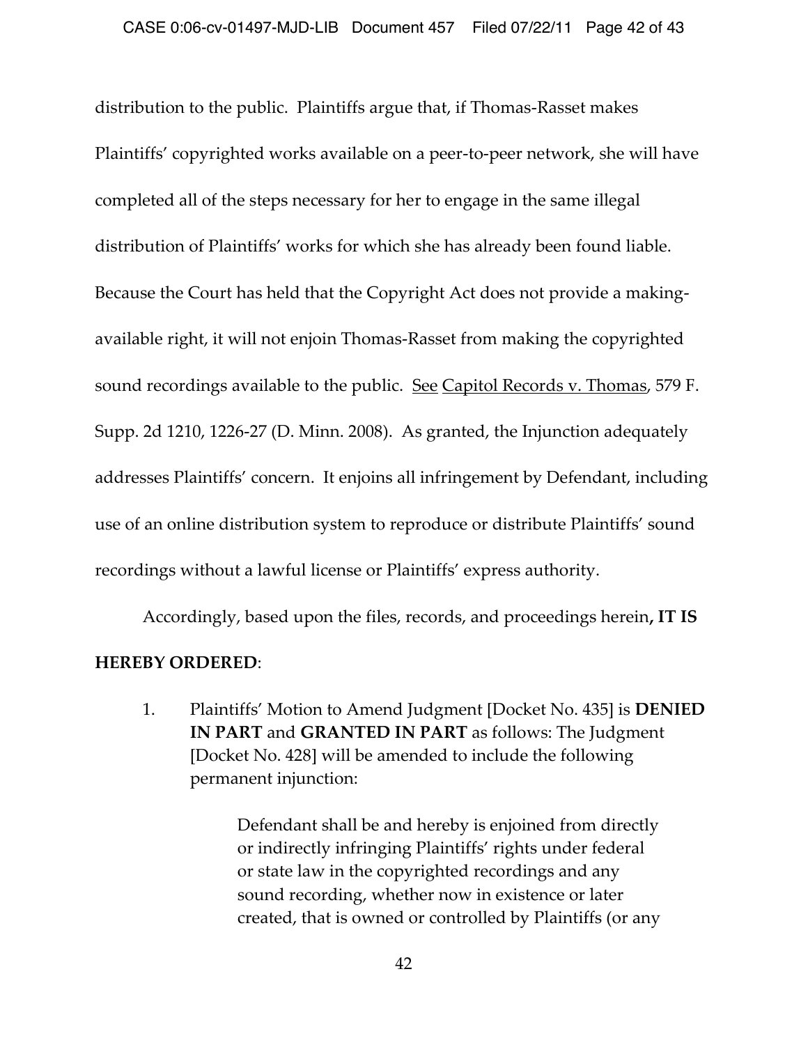distribution to the public. Plaintiffs argue that, if Thomas-Rasset makes Plaintiffs' copyrighted works available on a peer-to-peer network, she will have completed all of the steps necessary for her to engage in the same illegal distribution of Plaintiffs' works for which she has already been found liable. Because the Court has held that the Copyright Act does not provide a making-available right, it will not enjoin Thomas-Rasset from making the copyrighted sound recordings available to the public. See Capitol Records v. Thomas, 579 F. Supp. 2d 1210, 1226-27 (D. Minn. 2008). As granted, the Injunction adequately addresses Plaintiffs' concern. It enjoins all infringement by Defendant, including use of an online distribution system to reproduce or distribute Plaintiffs' sound recordings without a lawful license or Plaintiffs' express authority.

Accordingly, based upon the files, records, and proceedings herein**, IT IS HEREBY ORDERED**:

1. Plaintiffs' Motion to Amend Judgment [Docket No. 435] is **DENIED IN PART** and **GRANTED IN PART** as follows: The Judgment [Docket No. 428] will be amended to include the following permanent injunction:

   > Defendant shall be and hereby is enjoined from directly or indirectly infringing Plaintiffs' rights under federal or state law in the copyrighted recordings and any sound recording, whether now in existence or later created, that is owned or controlled by Plaintiffs (or any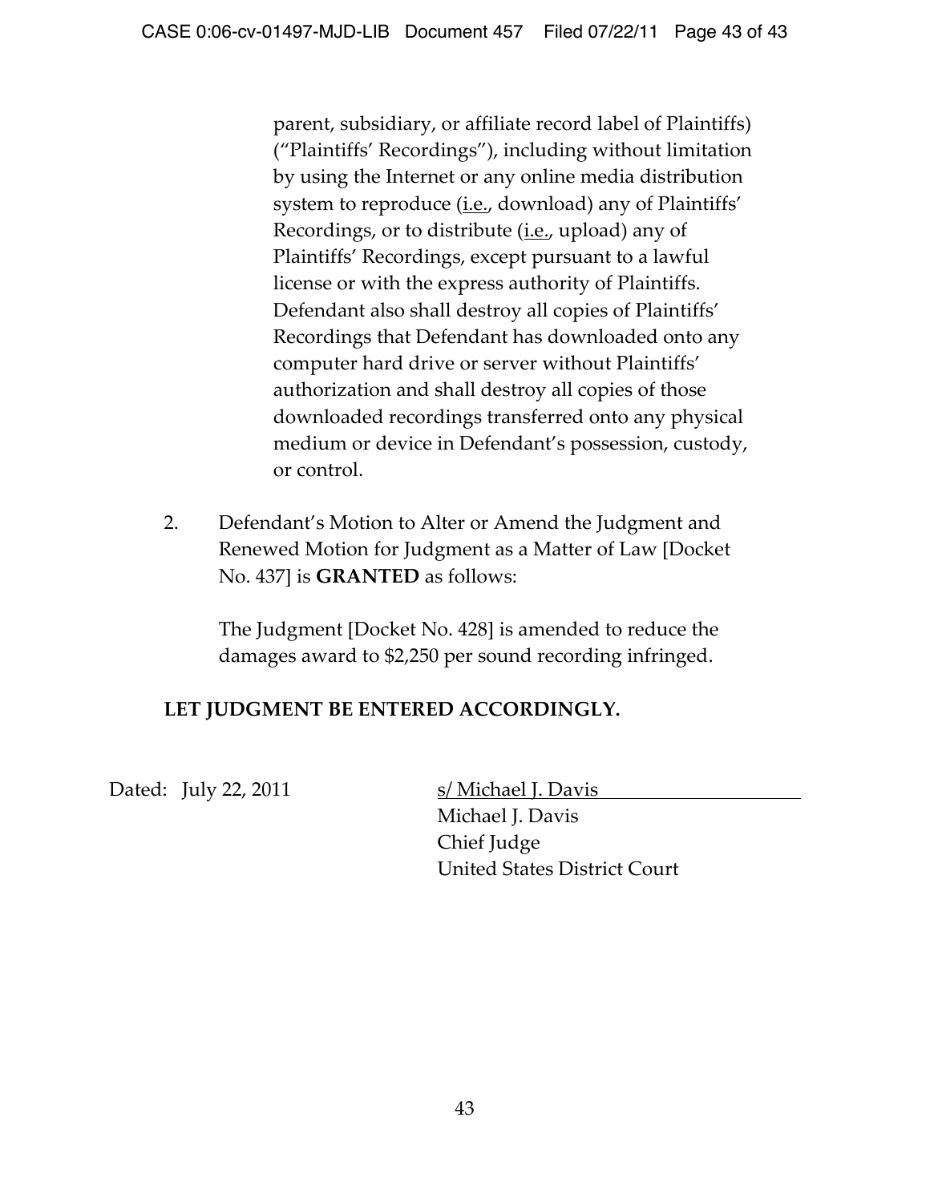parent, subsidiary, or affiliate record label of Plaintiffs) ("Plaintiffs' Recordings"), including without limitation by using the Internet or any online media distribution system to reproduce (i.e., download) any of Plaintiffs' Recordings, or to distribute (i.e., upload) any of Plaintiffs' Recordings, except pursuant to a lawful license or with the express authority of Plaintiffs. Defendant also shall destroy all copies of Plaintiffs' Recordings that Defendant has downloaded onto any computer hard drive or server without Plaintiffs' authorization and shall destroy all copies of those downloaded recordings transferred onto any physical medium or device in Defendant's possession, custody, or control.

2. Defendant's Motion to Alter or Amend the Judgment and Renewed Motion for Judgment as a Matter of Law [Docket No. 437] is **GRANTED** as follows:

   The Judgment [Docket No. 428] is amended to reduce the damages award to $2,250 per sound recording infringed.

**LET JUDGMENT BE ENTERED ACCORDINGLY.**

Dated: July 22, 2011

s/ Michael J. Davis
Michael J. Davis
Chief Judge
United States District Court